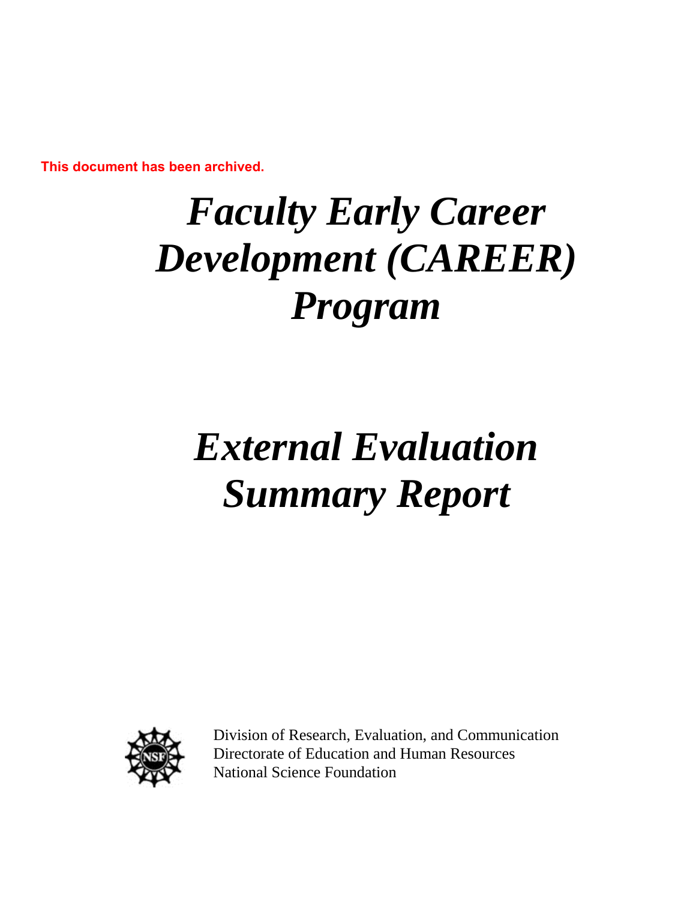This document has been archived.

# *Faculty Early Career Development (CAREER) Program*

# *External Evaluation Summary Report*

Division of Research, Evaluation, and Communication
Directorate of Education and Human Resources
National Science Foundation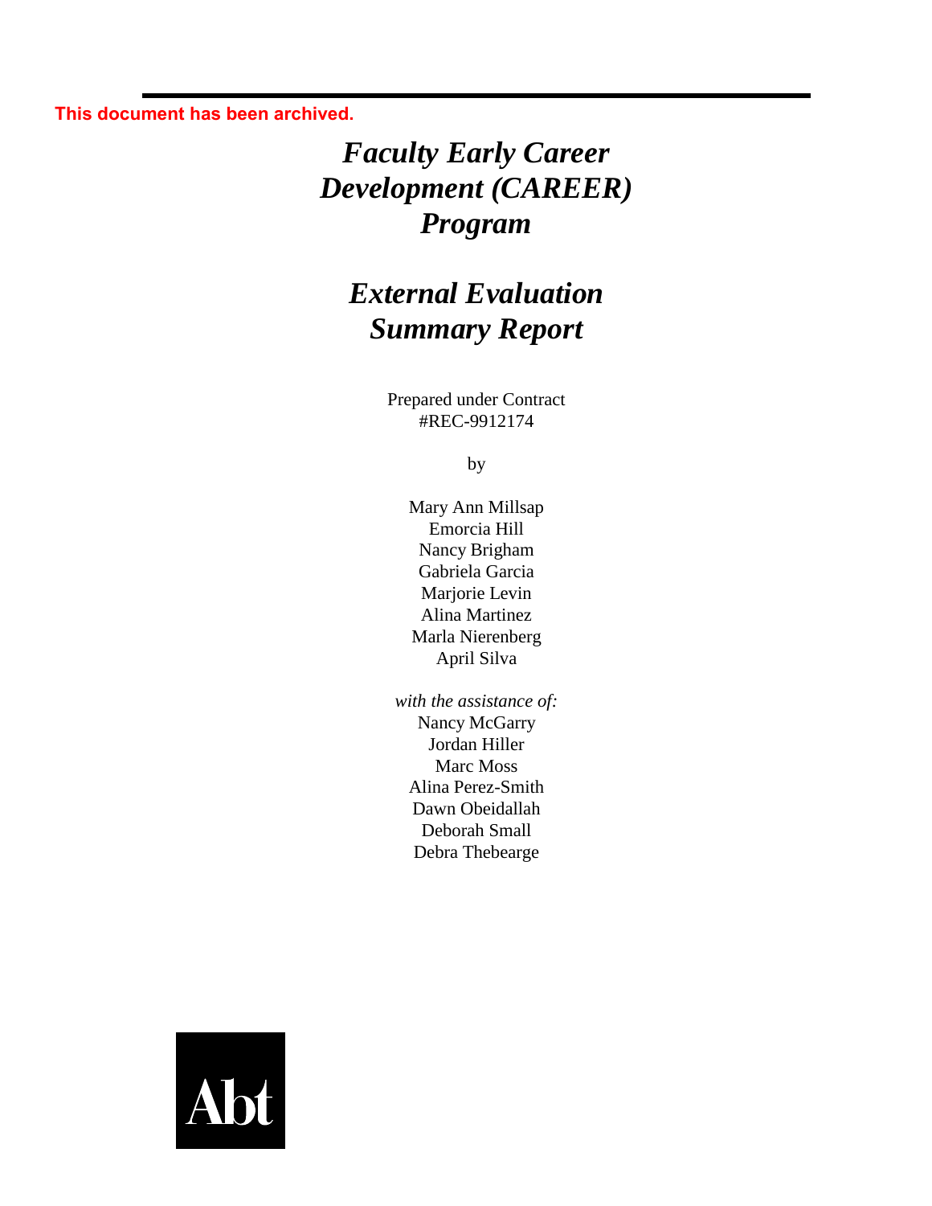This document has been archived.

# *Faculty Early Career Development (CAREER) Program*

# *External Evaluation Summary Report*

Prepared under Contract
#REC-9912174

by

Mary Ann Millsap
Emorcia Hill
Nancy Brigham
Gabriela Garcia
Marjorie Levin
Alina Martinez
Marla Nierenberg
April Silva

*with the assistance of:*
Nancy McGarry
Jordan Hiller
Marc Moss
Alina Perez-Smith
Dawn Obeidallah
Deborah Small
Debra Thebearge

Abt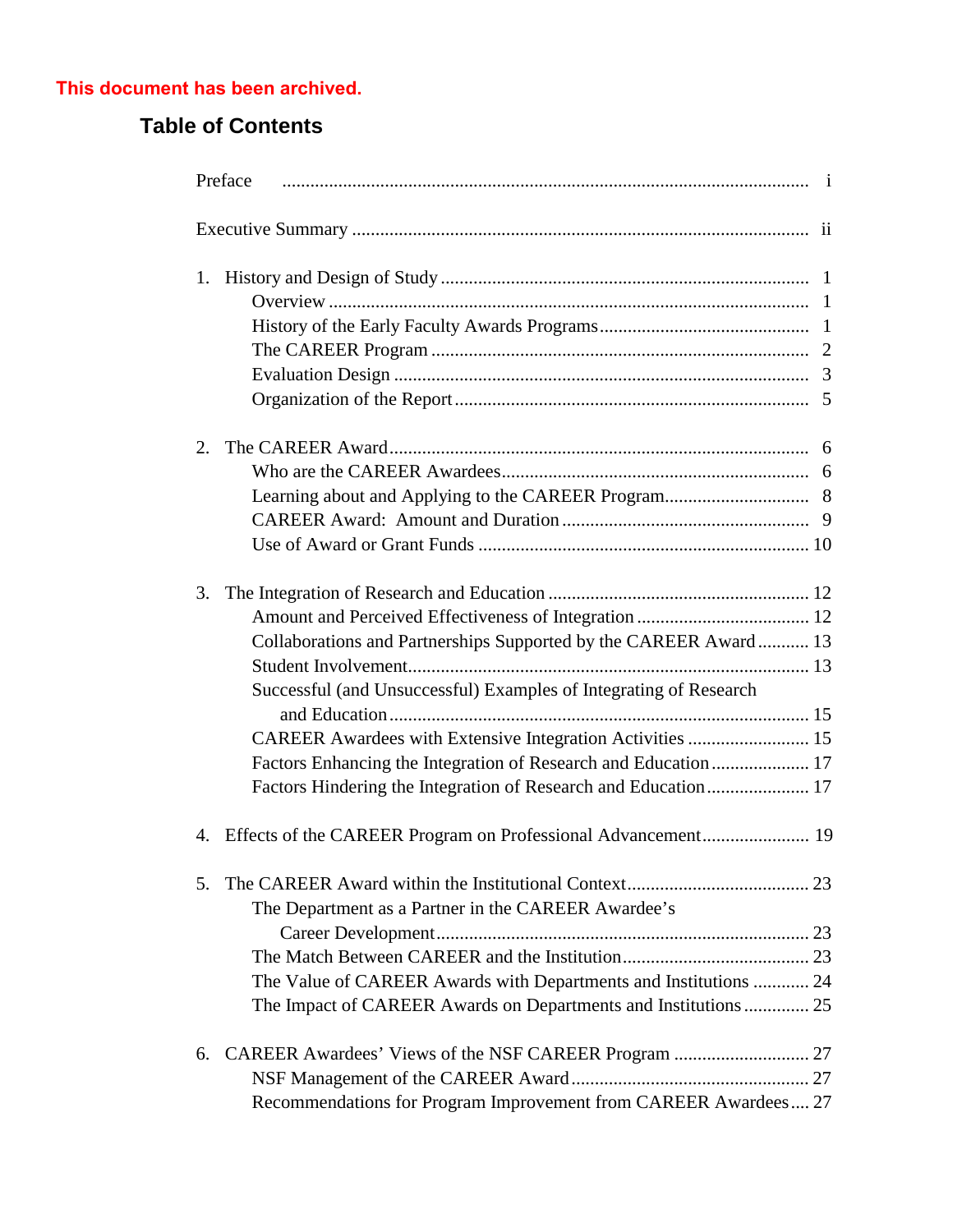**This document has been archived.**

## Table of Contents

Preface ..................................................................................................... i

Executive Summary ..................................................................................... ii

1. History and Design of Study ..................................................................... 1
    - Overview ............................................................................................. 1
    - History of the Early Faculty Awards Programs ........................................... 1
    - The CAREER Program ........................................................................... 2
    - Evaluation Design .................................................................................. 3
    - Organization of the Report ...................................................................... 5

2. The CAREER Award ................................................................................. 6
    - Who are the CAREER Awardees ............................................................... 6
    - Learning about and Applying to the CAREER Program ................................. 8
    - CAREER Award: Amount and Duration ..................................................... 9
    - Use of Award or Grant Funds .................................................................. 10

3. The Integration of Research and Education ................................................. 12
    - Amount and Perceived Effectiveness of Integration ..................................... 12
    - Collaborations and Partnerships Supported by the CAREER Award ............... 13
    - Student Involvement .............................................................................. 13
    - Successful (and Unsuccessful) Examples of Integrating of Research and Education ..... 15
    - CAREER Awardees with Extensive Integration Activities ............................. 15
    - Factors Enhancing the Integration of Research and Education ...................... 17
    - Factors Hindering the Integration of Research and Education ...................... 17

4. Effects of the CAREER Program on Professional Advancement ....................... 19

5. The CAREER Award within the Institutional Context ...................................... 23
    - The Department as a Partner in the CAREER Awardee's Career Development ..... 23
    - The Match Between CAREER and the Institution ......................................... 23
    - The Value of CAREER Awards with Departments and Institutions ................. 24
    - The Impact of CAREER Awards on Departments and Institutions .................. 25

6. CAREER Awardees' Views of the NSF CAREER Program ................................ 27
    - NSF Management of the CAREER Award .................................................. 27
    - Recommendations for Program Improvement from CAREER Awardees .......... 27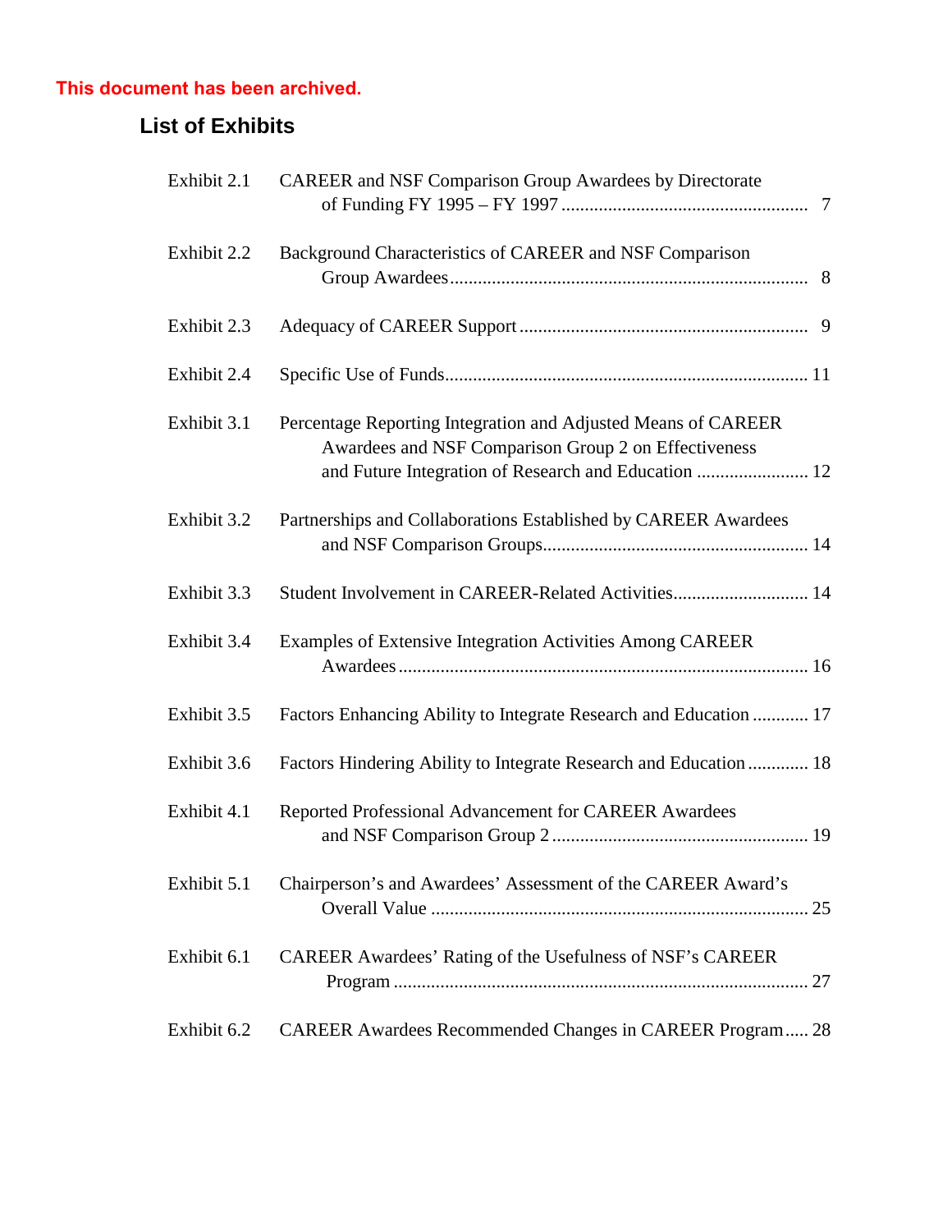**This document has been archived.**

## List of Exhibits

| | | |
|---|---|---|
| Exhibit 2.1 | CAREER and NSF Comparison Group Awardees by Directorate of Funding FY 1995 – FY 1997 | 7 |
| Exhibit 2.2 | Background Characteristics of CAREER and NSF Comparison Group Awardees | 8 |
| Exhibit 2.3 | Adequacy of CAREER Support | 9 |
| Exhibit 2.4 | Specific Use of Funds | 11 |
| Exhibit 3.1 | Percentage Reporting Integration and Adjusted Means of CAREER Awardees and NSF Comparison Group 2 on Effectiveness and Future Integration of Research and Education | 12 |
| Exhibit 3.2 | Partnerships and Collaborations Established by CAREER Awardees and NSF Comparison Groups | 14 |
| Exhibit 3.3 | Student Involvement in CAREER-Related Activities | 14 |
| Exhibit 3.4 | Examples of Extensive Integration Activities Among CAREER Awardees | 16 |
| Exhibit 3.5 | Factors Enhancing Ability to Integrate Research and Education | 17 |
| Exhibit 3.6 | Factors Hindering Ability to Integrate Research and Education | 18 |
| Exhibit 4.1 | Reported Professional Advancement for CAREER Awardees and NSF Comparison Group 2 | 19 |
| Exhibit 5.1 | Chairperson's and Awardees' Assessment of the CAREER Award's Overall Value | 25 |
| Exhibit 6.1 | CAREER Awardees' Rating of the Usefulness of NSF's CAREER Program | 27 |
| Exhibit 6.2 | CAREER Awardees Recommended Changes in CAREER Program | 28 |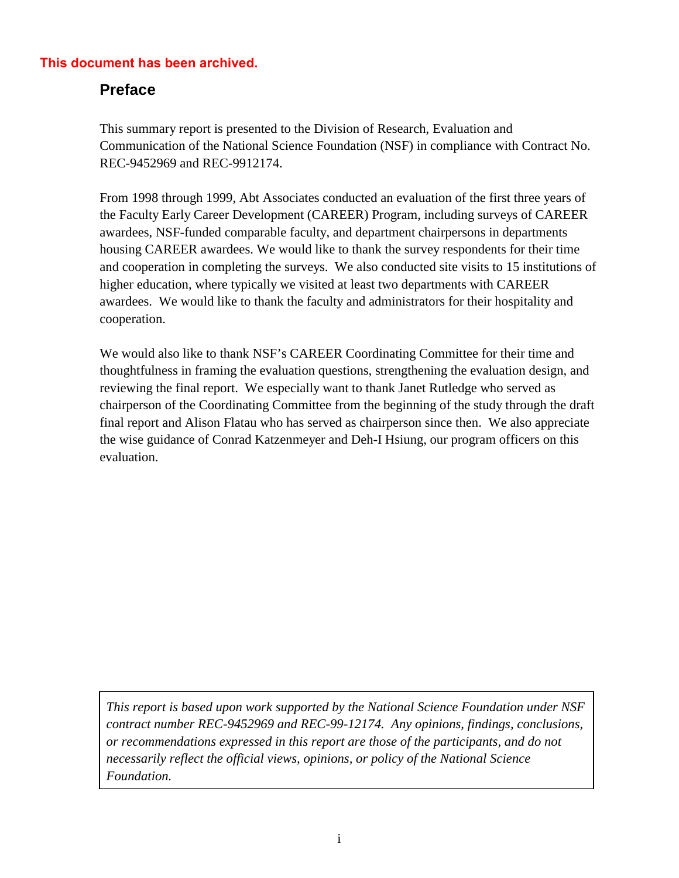**This document has been archived.**

## Preface

This summary report is presented to the Division of Research, Evaluation and Communication of the National Science Foundation (NSF) in compliance with Contract No. REC-9452969 and REC-9912174.

From 1998 through 1999, Abt Associates conducted an evaluation of the first three years of the Faculty Early Career Development (CAREER) Program, including surveys of CAREER awardees, NSF-funded comparable faculty, and department chairpersons in departments housing CAREER awardees. We would like to thank the survey respondents for their time and cooperation in completing the surveys. We also conducted site visits to 15 institutions of higher education, where typically we visited at least two departments with CAREER awardees. We would like to thank the faculty and administrators for their hospitality and cooperation.

We would also like to thank NSF's CAREER Coordinating Committee for their time and thoughtfulness in framing the evaluation questions, strengthening the evaluation design, and reviewing the final report. We especially want to thank Janet Rutledge who served as chairperson of the Coordinating Committee from the beginning of the study through the draft final report and Alison Flatau who has served as chairperson since then. We also appreciate the wise guidance of Conrad Katzenmeyer and Deh-I Hsiung, our program officers on this evaluation.

*This report is based upon work supported by the National Science Foundation under NSF contract number REC-9452969 and REC-99-12174. Any opinions, findings, conclusions, or recommendations expressed in this report are those of the participants, and do not necessarily reflect the official views, opinions, or policy of the National Science Foundation.*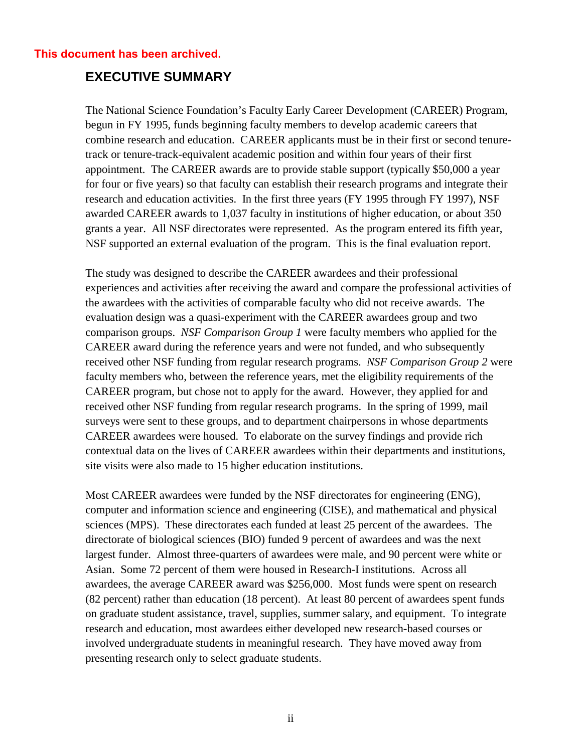This document has been archived.

## EXECUTIVE SUMMARY

The National Science Foundation's Faculty Early Career Development (CAREER) Program, begun in FY 1995, funds beginning faculty members to develop academic careers that combine research and education. CAREER applicants must be in their first or second tenure-track or tenure-track-equivalent academic position and within four years of their first appointment. The CAREER awards are to provide stable support (typically $50,000 a year for four or five years) so that faculty can establish their research programs and integrate their research and education activities. In the first three years (FY 1995 through FY 1997), NSF awarded CAREER awards to 1,037 faculty in institutions of higher education, or about 350 grants a year. All NSF directorates were represented. As the program entered its fifth year, NSF supported an external evaluation of the program. This is the final evaluation report.

The study was designed to describe the CAREER awardees and their professional experiences and activities after receiving the award and compare the professional activities of the awardees with the activities of comparable faculty who did not receive awards. The evaluation design was a quasi-experiment with the CAREER awardees group and two comparison groups. *NSF Comparison Group 1* were faculty members who applied for the CAREER award during the reference years and were not funded, and who subsequently received other NSF funding from regular research programs. *NSF Comparison Group 2* were faculty members who, between the reference years, met the eligibility requirements of the CAREER program, but chose not to apply for the award. However, they applied for and received other NSF funding from regular research programs. In the spring of 1999, mail surveys were sent to these groups, and to department chairpersons in whose departments CAREER awardees were housed. To elaborate on the survey findings and provide rich contextual data on the lives of CAREER awardees within their departments and institutions, site visits were also made to 15 higher education institutions.

Most CAREER awardees were funded by the NSF directorates for engineering (ENG), computer and information science and engineering (CISE), and mathematical and physical sciences (MPS). These directorates each funded at least 25 percent of the awardees. The directorate of biological sciences (BIO) funded 9 percent of awardees and was the next largest funder. Almost three-quarters of awardees were male, and 90 percent were white or Asian. Some 72 percent of them were housed in Research-I institutions. Across all awardees, the average CAREER award was $256,000. Most funds were spent on research (82 percent) rather than education (18 percent). At least 80 percent of awardees spent funds on graduate student assistance, travel, supplies, summer salary, and equipment. To integrate research and education, most awardees either developed new research-based courses or involved undergraduate students in meaningful research. They have moved away from presenting research only to select graduate students.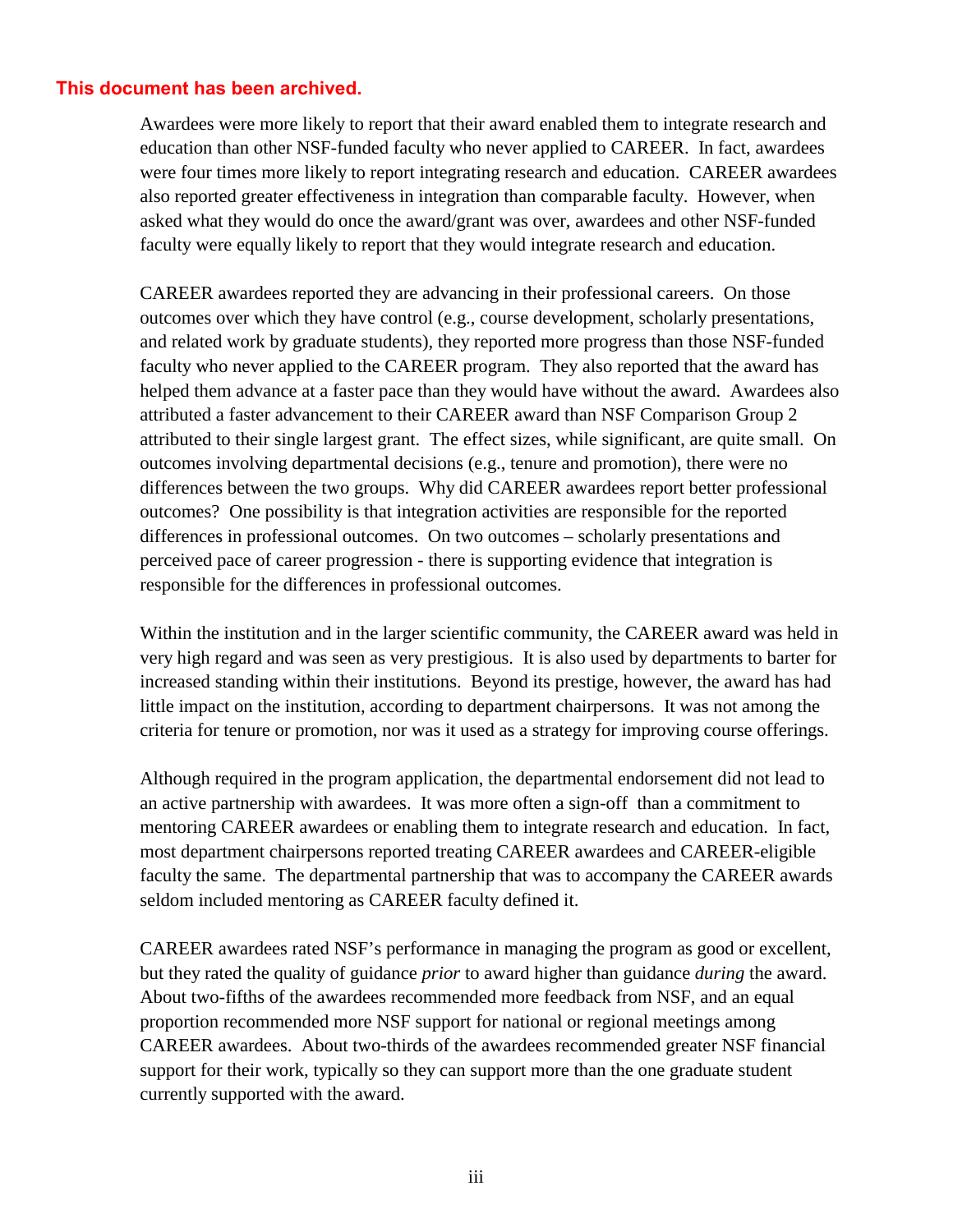**This document has been archived.**

Awardees were more likely to report that their award enabled them to integrate research and education than other NSF-funded faculty who never applied to CAREER. In fact, awardees were four times more likely to report integrating research and education. CAREER awardees also reported greater effectiveness in integration than comparable faculty. However, when asked what they would do once the award/grant was over, awardees and other NSF-funded faculty were equally likely to report that they would integrate research and education.

CAREER awardees reported they are advancing in their professional careers. On those outcomes over which they have control (e.g., course development, scholarly presentations, and related work by graduate students), they reported more progress than those NSF-funded faculty who never applied to the CAREER program. They also reported that the award has helped them advance at a faster pace than they would have without the award. Awardees also attributed a faster advancement to their CAREER award than NSF Comparison Group 2 attributed to their single largest grant. The effect sizes, while significant, are quite small. On outcomes involving departmental decisions (e.g., tenure and promotion), there were no differences between the two groups. Why did CAREER awardees report better professional outcomes? One possibility is that integration activities are responsible for the reported differences in professional outcomes. On two outcomes – scholarly presentations and perceived pace of career progression - there is supporting evidence that integration is responsible for the differences in professional outcomes.

Within the institution and in the larger scientific community, the CAREER award was held in very high regard and was seen as very prestigious. It is also used by departments to barter for increased standing within their institutions. Beyond its prestige, however, the award has had little impact on the institution, according to department chairpersons. It was not among the criteria for tenure or promotion, nor was it used as a strategy for improving course offerings.

Although required in the program application, the departmental endorsement did not lead to an active partnership with awardees. It was more often a sign-off than a commitment to mentoring CAREER awardees or enabling them to integrate research and education. In fact, most department chairpersons reported treating CAREER awardees and CAREER-eligible faculty the same. The departmental partnership that was to accompany the CAREER awards seldom included mentoring as CAREER faculty defined it.

CAREER awardees rated NSF's performance in managing the program as good or excellent, but they rated the quality of guidance *prior* to award higher than guidance *during* the award. About two-fifths of the awardees recommended more feedback from NSF, and an equal proportion recommended more NSF support for national or regional meetings among CAREER awardees. About two-thirds of the awardees recommended greater NSF financial support for their work, typically so they can support more than the one graduate student currently supported with the award.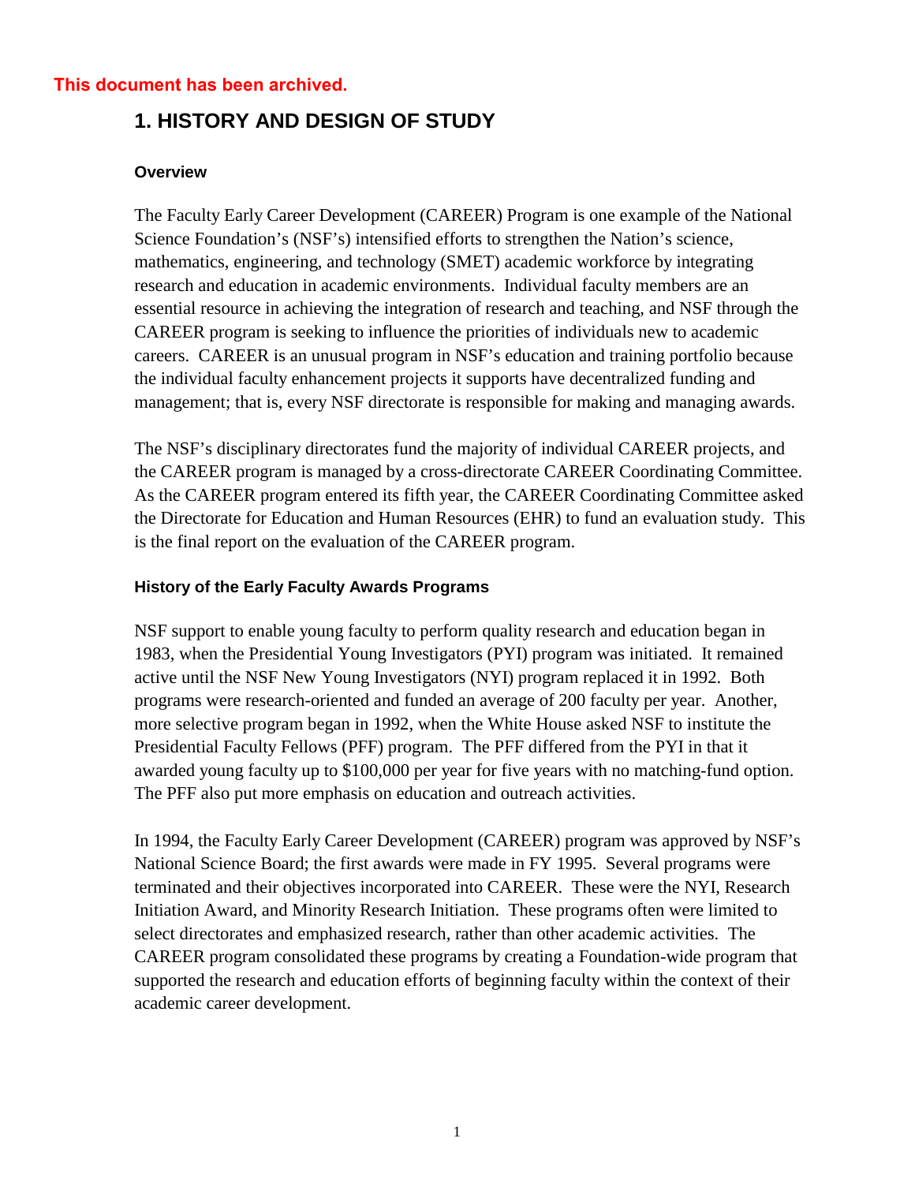This document has been archived.

# 1. HISTORY AND DESIGN OF STUDY

### Overview

The Faculty Early Career Development (CAREER) Program is one example of the National Science Foundation's (NSF's) intensified efforts to strengthen the Nation's science, mathematics, engineering, and technology (SMET) academic workforce by integrating research and education in academic environments. Individual faculty members are an essential resource in achieving the integration of research and teaching, and NSF through the CAREER program is seeking to influence the priorities of individuals new to academic careers. CAREER is an unusual program in NSF's education and training portfolio because the individual faculty enhancement projects it supports have decentralized funding and management; that is, every NSF directorate is responsible for making and managing awards.

The NSF's disciplinary directorates fund the majority of individual CAREER projects, and the CAREER program is managed by a cross-directorate CAREER Coordinating Committee. As the CAREER program entered its fifth year, the CAREER Coordinating Committee asked the Directorate for Education and Human Resources (EHR) to fund an evaluation study. This is the final report on the evaluation of the CAREER program.

### History of the Early Faculty Awards Programs

NSF support to enable young faculty to perform quality research and education began in 1983, when the Presidential Young Investigators (PYI) program was initiated. It remained active until the NSF New Young Investigators (NYI) program replaced it in 1992. Both programs were research-oriented and funded an average of 200 faculty per year. Another, more selective program began in 1992, when the White House asked NSF to institute the Presidential Faculty Fellows (PFF) program. The PFF differed from the PYI in that it awarded young faculty up to $100,000 per year for five years with no matching-fund option. The PFF also put more emphasis on education and outreach activities.

In 1994, the Faculty Early Career Development (CAREER) program was approved by NSF's National Science Board; the first awards were made in FY 1995. Several programs were terminated and their objectives incorporated into CAREER. These were the NYI, Research Initiation Award, and Minority Research Initiation. These programs often were limited to select directorates and emphasized research, rather than other academic activities. The CAREER program consolidated these programs by creating a Foundation-wide program that supported the research and education efforts of beginning faculty within the context of their academic career development.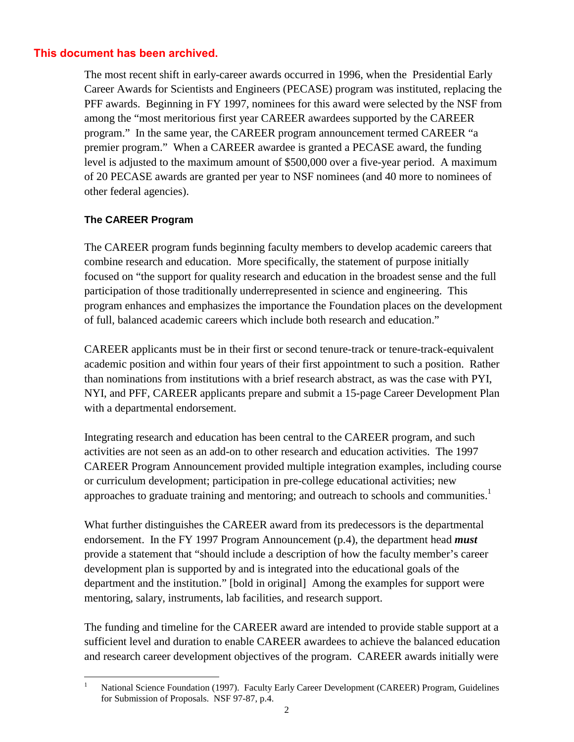**This document has been archived.**

The most recent shift in early-career awards occurred in 1996, when the Presidential Early Career Awards for Scientists and Engineers (PECASE) program was instituted, replacing the PFF awards. Beginning in FY 1997, nominees for this award were selected by the NSF from among the "most meritorious first year CAREER awardees supported by the CAREER program." In the same year, the CAREER program announcement termed CAREER "a premier program." When a CAREER awardee is granted a PECASE award, the funding level is adjusted to the maximum amount of $500,000 over a five-year period. A maximum of 20 PECASE awards are granted per year to NSF nominees (and 40 more to nominees of other federal agencies).

### The CAREER Program

The CAREER program funds beginning faculty members to develop academic careers that combine research and education. More specifically, the statement of purpose initially focused on "the support for quality research and education in the broadest sense and the full participation of those traditionally underrepresented in science and engineering. This program enhances and emphasizes the importance the Foundation places on the development of full, balanced academic careers which include both research and education."

CAREER applicants must be in their first or second tenure-track or tenure-track-equivalent academic position and within four years of their first appointment to such a position. Rather than nominations from institutions with a brief research abstract, as was the case with PYI, NYI, and PFF, CAREER applicants prepare and submit a 15-page Career Development Plan with a departmental endorsement.

Integrating research and education has been central to the CAREER program, and such activities are not seen as an add-on to other research and education activities. The 1997 CAREER Program Announcement provided multiple integration examples, including course or curriculum development; participation in pre-college educational activities; new approaches to graduate training and mentoring; and outreach to schools and communities.[1]

What further distinguishes the CAREER award from its predecessors is the departmental endorsement. In the FY 1997 Program Announcement (p.4), the department head ***must*** provide a statement that "should include a description of how the faculty member's career development plan is supported by and is integrated into the educational goals of the department and the institution." [bold in original] Among the examples for support were mentoring, salary, instruments, lab facilities, and research support.

The funding and timeline for the CAREER award are intended to provide stable support at a sufficient level and duration to enable CAREER awardees to achieve the balanced education and research career development objectives of the program. CAREER awards initially were

---

[1] National Science Foundation (1997). Faculty Early Career Development (CAREER) Program, Guidelines for Submission of Proposals. NSF 97-87, p.4.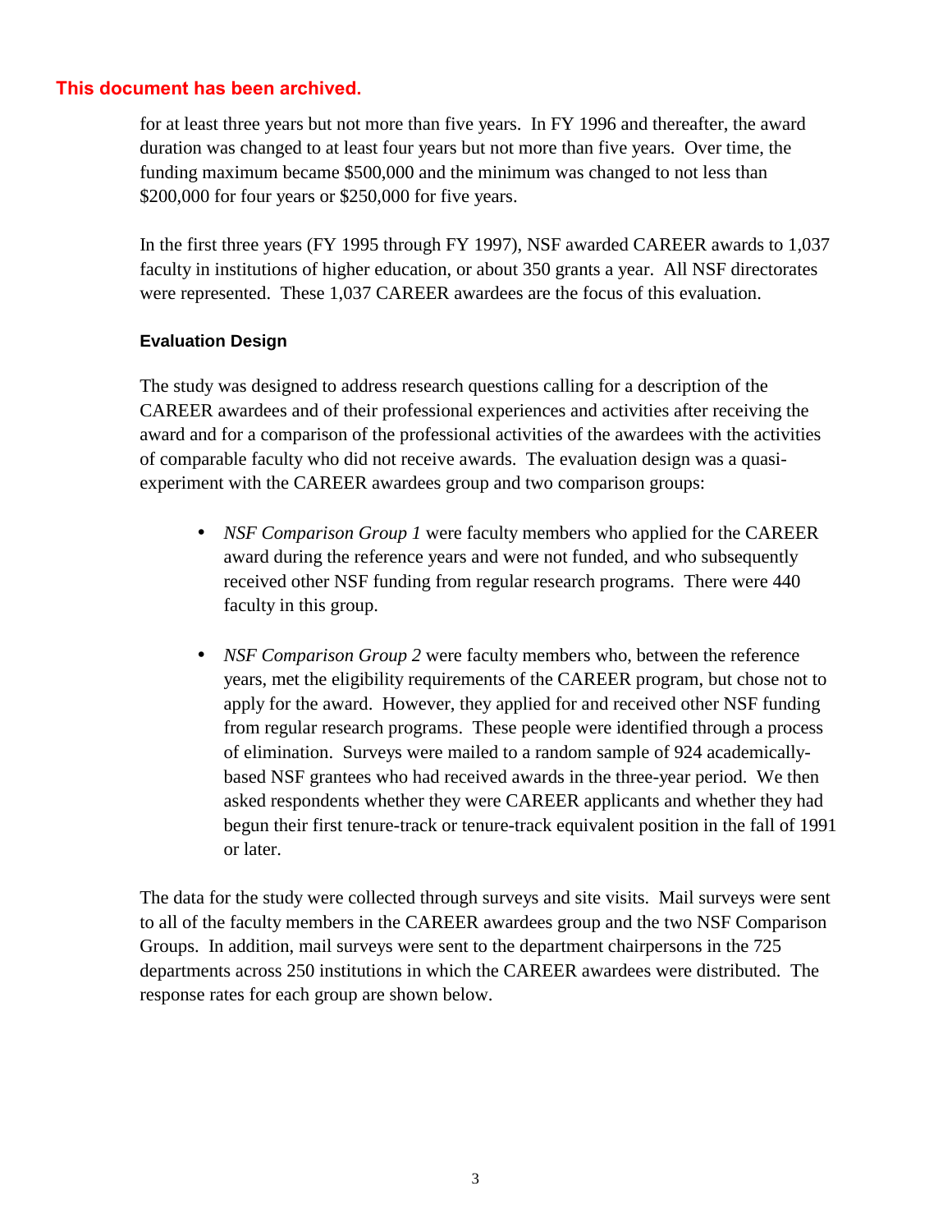**This document has been archived.**

for at least three years but not more than five years. In FY 1996 and thereafter, the award duration was changed to at least four years but not more than five years. Over time, the funding maximum became $500,000 and the minimum was changed to not less than $200,000 for four years or $250,000 for five years.

In the first three years (FY 1995 through FY 1997), NSF awarded CAREER awards to 1,037 faculty in institutions of higher education, or about 350 grants a year. All NSF directorates were represented. These 1,037 CAREER awardees are the focus of this evaluation.

### Evaluation Design

The study was designed to address research questions calling for a description of the CAREER awardees and of their professional experiences and activities after receiving the award and for a comparison of the professional activities of the awardees with the activities of comparable faculty who did not receive awards. The evaluation design was a quasi-experiment with the CAREER awardees group and two comparison groups:

- *NSF Comparison Group 1* were faculty members who applied for the CAREER award during the reference years and were not funded, and who subsequently received other NSF funding from regular research programs. There were 440 faculty in this group.

- *NSF Comparison Group 2* were faculty members who, between the reference years, met the eligibility requirements of the CAREER program, but chose not to apply for the award. However, they applied for and received other NSF funding from regular research programs. These people were identified through a process of elimination. Surveys were mailed to a random sample of 924 academically-based NSF grantees who had received awards in the three-year period. We then asked respondents whether they were CAREER applicants and whether they had begun their first tenure-track or tenure-track equivalent position in the fall of 1991 or later.

The data for the study were collected through surveys and site visits. Mail surveys were sent to all of the faculty members in the CAREER awardees group and the two NSF Comparison Groups. In addition, mail surveys were sent to the department chairpersons in the 725 departments across 250 institutions in which the CAREER awardees were distributed. The response rates for each group are shown below.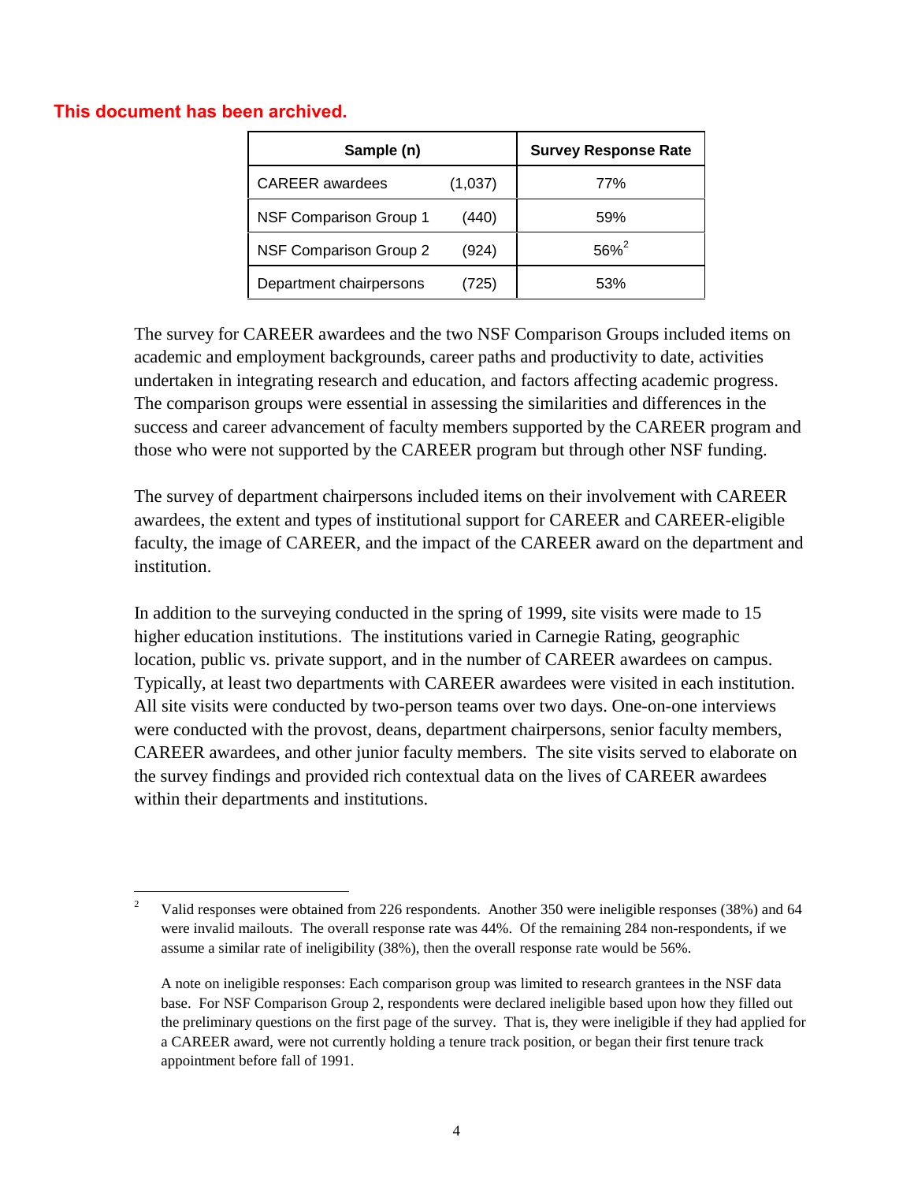**This document has been archived.**

| Sample (n) | | Survey Response Rate |
|---|---|---|
| CAREER awardees | (1,037) | 77% |
| NSF Comparison Group 1 | (440) | 59% |
| NSF Comparison Group 2 | (924) | 56%[2] |
| Department chairpersons | (725) | 53% |

The survey for CAREER awardees and the two NSF Comparison Groups included items on academic and employment backgrounds, career paths and productivity to date, activities undertaken in integrating research and education, and factors affecting academic progress. The comparison groups were essential in assessing the similarities and differences in the success and career advancement of faculty members supported by the CAREER program and those who were not supported by the CAREER program but through other NSF funding.

The survey of department chairpersons included items on their involvement with CAREER awardees, the extent and types of institutional support for CAREER and CAREER-eligible faculty, the image of CAREER, and the impact of the CAREER award on the department and institution.

In addition to the surveying conducted in the spring of 1999, site visits were made to 15 higher education institutions. The institutions varied in Carnegie Rating, geographic location, public vs. private support, and in the number of CAREER awardees on campus. Typically, at least two departments with CAREER awardees were visited in each institution. All site visits were conducted by two-person teams over two days. One-on-one interviews were conducted with the provost, deans, department chairpersons, senior faculty members, CAREER awardees, and other junior faculty members. The site visits served to elaborate on the survey findings and provided rich contextual data on the lives of CAREER awardees within their departments and institutions.

---

[2] Valid responses were obtained from 226 respondents. Another 350 were ineligible responses (38%) and 64 were invalid mailouts. The overall response rate was 44%. Of the remaining 284 non-respondents, if we assume a similar rate of ineligibility (38%), then the overall response rate would be 56%.

A note on ineligible responses: Each comparison group was limited to research grantees in the NSF data base. For NSF Comparison Group 2, respondents were declared ineligible based upon how they filled out the preliminary questions on the first page of the survey. That is, they were ineligible if they had applied for a CAREER award, were not currently holding a tenure track position, or began their first tenure track appointment before fall of 1991.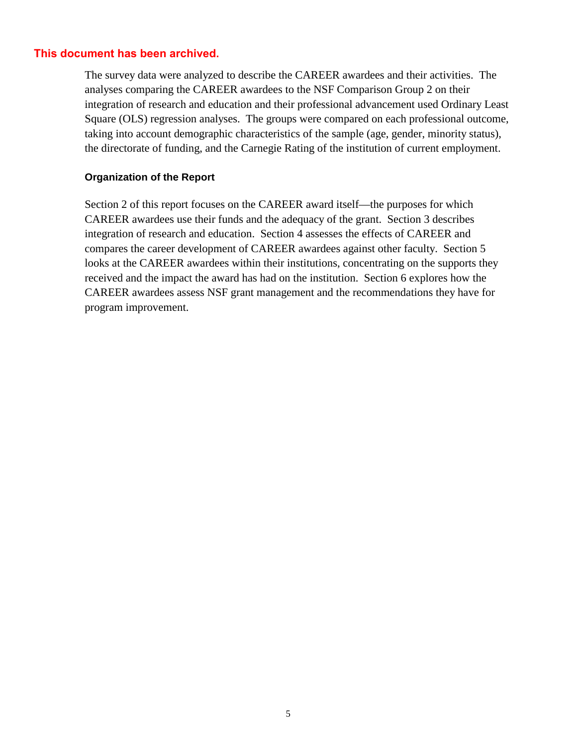**This document has been archived.**

The survey data were analyzed to describe the CAREER awardees and their activities. The analyses comparing the CAREER awardees to the NSF Comparison Group 2 on their integration of research and education and their professional advancement used Ordinary Least Square (OLS) regression analyses. The groups were compared on each professional outcome, taking into account demographic characteristics of the sample (age, gender, minority status), the directorate of funding, and the Carnegie Rating of the institution of current employment.

### Organization of the Report

Section 2 of this report focuses on the CAREER award itself—the purposes for which CAREER awardees use their funds and the adequacy of the grant. Section 3 describes integration of research and education. Section 4 assesses the effects of CAREER and compares the career development of CAREER awardees against other faculty. Section 5 looks at the CAREER awardees within their institutions, concentrating on the supports they received and the impact the award has had on the institution. Section 6 explores how the CAREER awardees assess NSF grant management and the recommendations they have for program improvement.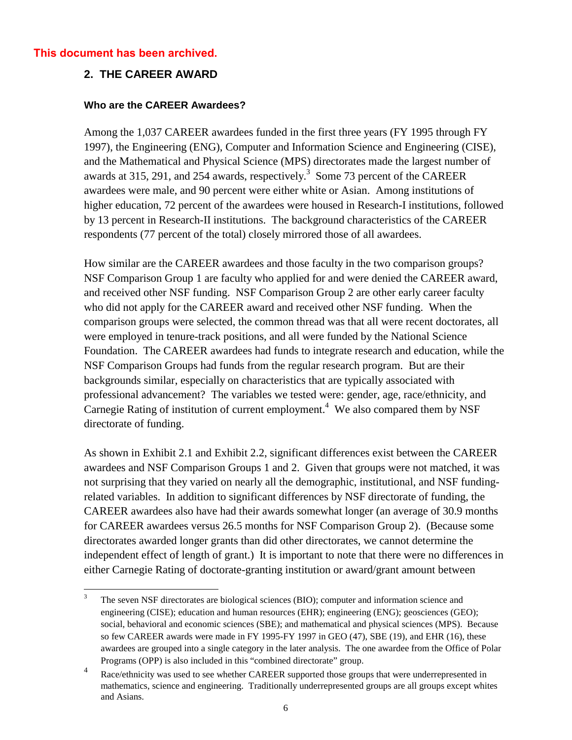This document has been archived.

## 2. THE CAREER AWARD

### Who are the CAREER Awardees?

Among the 1,037 CAREER awardees funded in the first three years (FY 1995 through FY 1997), the Engineering (ENG), Computer and Information Science and Engineering (CISE), and the Mathematical and Physical Science (MPS) directorates made the largest number of awards at 315, 291, and 254 awards, respectively.[3] Some 73 percent of the CAREER awardees were male, and 90 percent were either white or Asian. Among institutions of higher education, 72 percent of the awardees were housed in Research-I institutions, followed by 13 percent in Research-II institutions. The background characteristics of the CAREER respondents (77 percent of the total) closely mirrored those of all awardees.

How similar are the CAREER awardees and those faculty in the two comparison groups? NSF Comparison Group 1 are faculty who applied for and were denied the CAREER award, and received other NSF funding. NSF Comparison Group 2 are other early career faculty who did not apply for the CAREER award and received other NSF funding. When the comparison groups were selected, the common thread was that all were recent doctorates, all were employed in tenure-track positions, and all were funded by the National Science Foundation. The CAREER awardees had funds to integrate research and education, while the NSF Comparison Groups had funds from the regular research program. But are their backgrounds similar, especially on characteristics that are typically associated with professional advancement? The variables we tested were: gender, age, race/ethnicity, and Carnegie Rating of institution of current employment.[4] We also compared them by NSF directorate of funding.

As shown in Exhibit 2.1 and Exhibit 2.2, significant differences exist between the CAREER awardees and NSF Comparison Groups 1 and 2. Given that groups were not matched, it was not surprising that they varied on nearly all the demographic, institutional, and NSF funding-related variables. In addition to significant differences by NSF directorate of funding, the CAREER awardees also have had their awards somewhat longer (an average of 30.9 months for CAREER awardees versus 26.5 months for NSF Comparison Group 2). (Because some directorates awarded longer grants than did other directorates, we cannot determine the independent effect of length of grant.) It is important to note that there were no differences in either Carnegie Rating of doctorate-granting institution or award/grant amount between

---

[3] The seven NSF directorates are biological sciences (BIO); computer and information science and engineering (CISE); education and human resources (EHR); engineering (ENG); geosciences (GEO); social, behavioral and economic sciences (SBE); and mathematical and physical sciences (MPS). Because so few CAREER awards were made in FY 1995-FY 1997 in GEO (47), SBE (19), and EHR (16), these awardees are grouped into a single category in the later analysis. The one awardee from the Office of Polar Programs (OPP) is also included in this "combined directorate" group.

[4] Race/ethnicity was used to see whether CAREER supported those groups that were underrepresented in mathematics, science and engineering. Traditionally underrepresented groups are all groups except whites and Asians.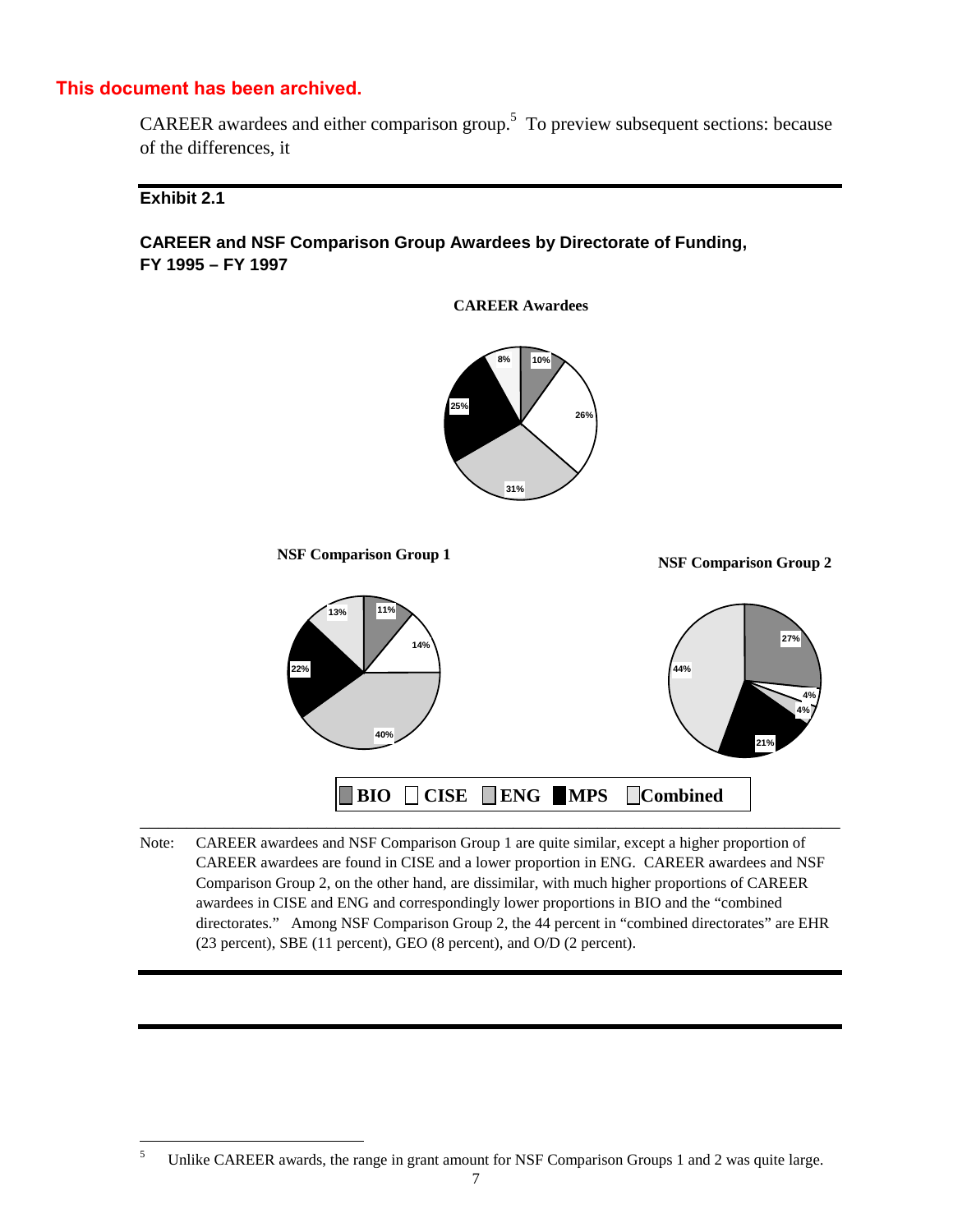This document has been archived.

CAREER awardees and either comparison group.[5] To preview subsequent sections: because of the differences, it

**Exhibit 2.1**

**CAREER and NSF Comparison Group Awardees by Directorate of Funding, FY 1995 – FY 1997**

**CAREER Awardees**

| Directorate | Percent |
|---|---|
| BIO | 10% |
| CISE | 26% |
| ENG | 31% |
| MPS | 25% |
| Combined | 8% |

**NSF Comparison Group 1**

| Directorate | Percent |
|---|---|
| BIO | 11% |
| CISE | 14% |
| ENG | 40% |
| MPS | 22% |
| Combined | 13% |

**NSF Comparison Group 2**

| Directorate | Percent |
|---|---|
| BIO | 27% |
| CISE | 4% |
| ENG | 4% |
| MPS | 21% |
| Combined | 44% |

BIO CISE ENG MPS Combined

Note: CAREER awardees and NSF Comparison Group 1 are quite similar, except a higher proportion of CAREER awardees are found in CISE and a lower proportion in ENG. CAREER awardees and NSF Comparison Group 2, on the other hand, are dissimilar, with much higher proportions of CAREER awardees in CISE and ENG and correspondingly lower proportions in BIO and the "combined directorates." Among NSF Comparison Group 2, the 44 percent in "combined directorates" are EHR (23 percent), SBE (11 percent), GEO (8 percent), and O/D (2 percent).

[5] Unlike CAREER awards, the range in grant amount for NSF Comparison Groups 1 and 2 was quite large.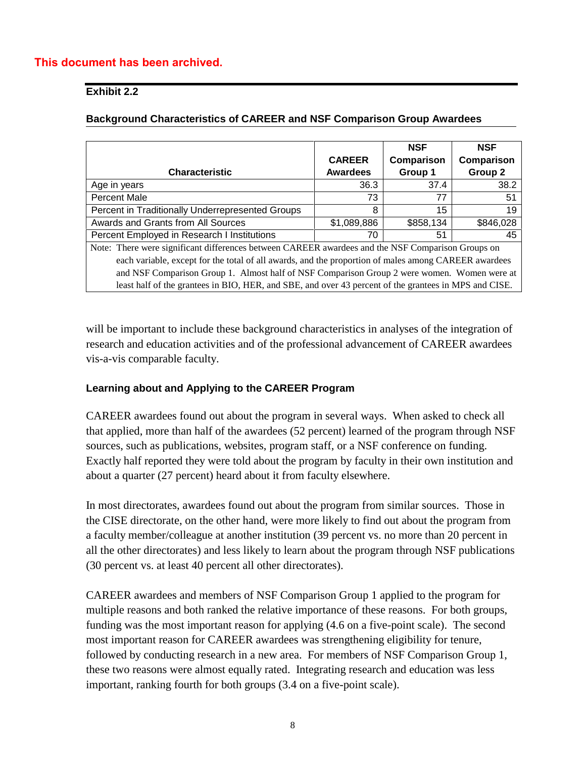**This document has been archived.**

**Exhibit 2.2**

**Background Characteristics of CAREER and NSF Comparison Group Awardees**

| Characteristic | CAREER Awardees | NSF Comparison Group 1 | NSF Comparison Group 2 |
|---|---|---|---|
| Age in years | 36.3 | 37.4 | 38.2 |
| Percent Male | 73 | 77 | 51 |
| Percent in Traditionally Underrepresented Groups | 8 | 15 | 19 |
| Awards and Grants from All Sources | $1,089,886 | $858,134 | $846,028 |
| Percent Employed in Research I Institutions | 70 | 51 | 45 |

Note: There were significant differences between CAREER awardees and the NSF Comparison Groups on each variable, except for the total of all awards, and the proportion of males among CAREER awardees and NSF Comparison Group 1. Almost half of NSF Comparison Group 2 were women. Women were at least half of the grantees in BIO, HER, and SBE, and over 43 percent of the grantees in MPS and CISE.

will be important to include these background characteristics in analyses of the integration of research and education activities and of the professional advancement of CAREER awardees vis-a-vis comparable faculty.

### Learning about and Applying to the CAREER Program

CAREER awardees found out about the program in several ways. When asked to check all that applied, more than half of the awardees (52 percent) learned of the program through NSF sources, such as publications, websites, program staff, or a NSF conference on funding. Exactly half reported they were told about the program by faculty in their own institution and about a quarter (27 percent) heard about it from faculty elsewhere.

In most directorates, awardees found out about the program from similar sources. Those in the CISE directorate, on the other hand, were more likely to find out about the program from a faculty member/colleague at another institution (39 percent vs. no more than 20 percent in all the other directorates) and less likely to learn about the program through NSF publications (30 percent vs. at least 40 percent all other directorates).

CAREER awardees and members of NSF Comparison Group 1 applied to the program for multiple reasons and both ranked the relative importance of these reasons. For both groups, funding was the most important reason for applying (4.6 on a five-point scale). The second most important reason for CAREER awardees was strengthening eligibility for tenure, followed by conducting research in a new area. For members of NSF Comparison Group 1, these two reasons were almost equally rated. Integrating research and education was less important, ranking fourth for both groups (3.4 on a five-point scale).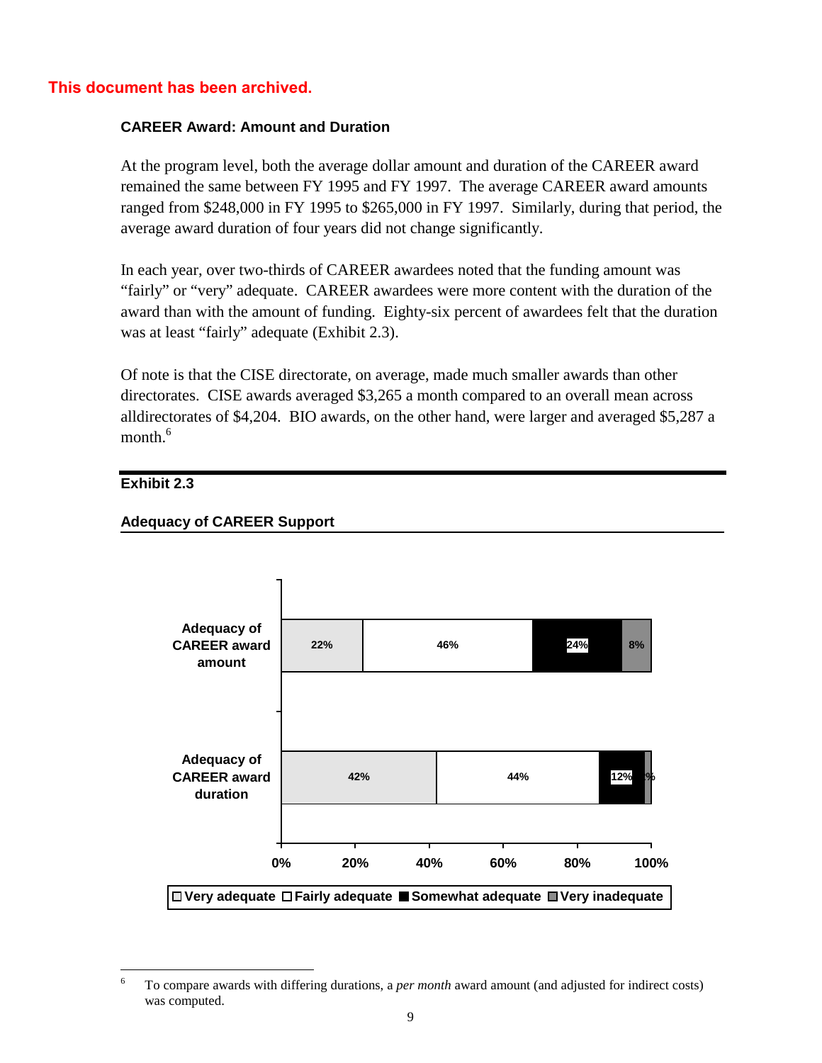This document has been archived.

### CAREER Award: Amount and Duration

At the program level, both the average dollar amount and duration of the CAREER award remained the same between FY 1995 and FY 1997. The average CAREER award amounts ranged from $248,000 in FY 1995 to $265,000 in FY 1997. Similarly, during that period, the average award duration of four years did not change significantly.

In each year, over two-thirds of CAREER awardees noted that the funding amount was "fairly" or "very" adequate. CAREER awardees were more content with the duration of the award than with the amount of funding. Eighty-six percent of awardees felt that the duration was at least "fairly" adequate (Exhibit 2.3).

Of note is that the CISE directorate, on average, made much smaller awards than other directorates. CISE awards averaged $3,265 a month compared to an overall mean across alldirectorates of $4,204. BIO awards, on the other hand, were larger and averaged $5,287 a month.[6]

**Exhibit 2.3**

**Adequacy of CAREER Support**

| | Very adequate | Fairly adequate | Somewhat adequate | Very inadequate |
|---|---|---|---|---|
| Adequacy of CAREER award amount | 22% | 46% | 24% | 8% |
| Adequacy of CAREER award duration | 42% | 44% | 12% | 2% |

[6] To compare awards with differing durations, a *per month* award amount (and adjusted for indirect costs) was computed.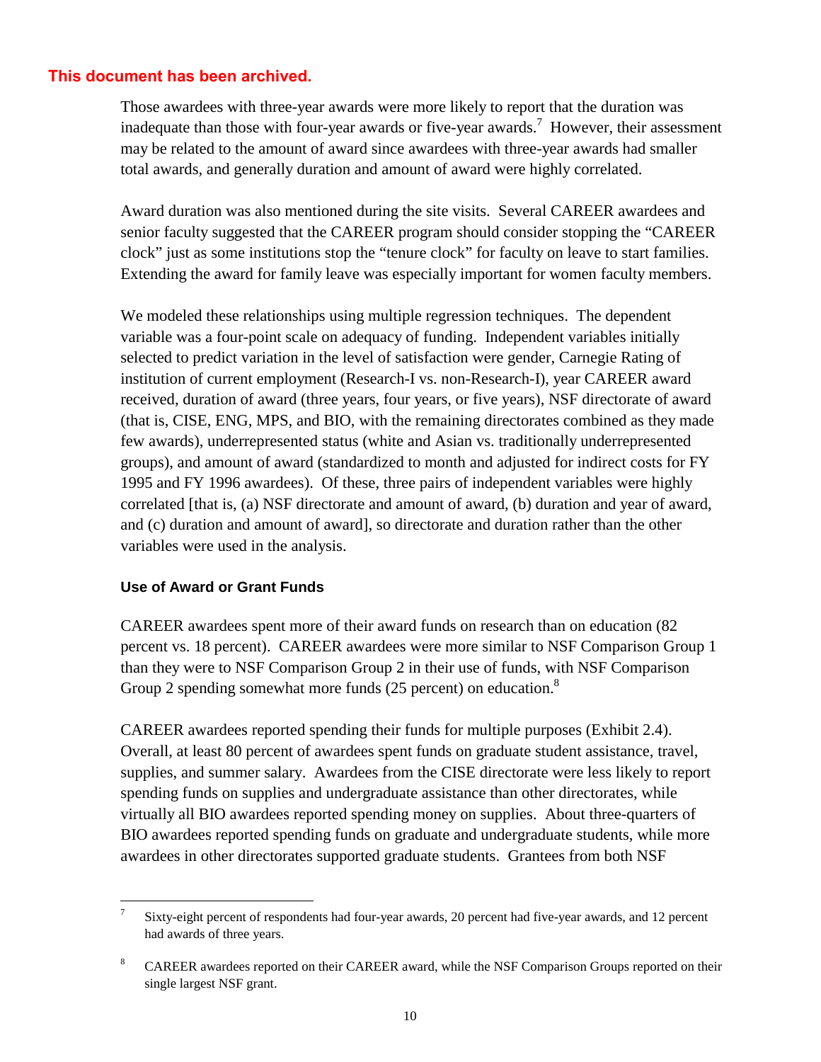**This document has been archived.**

Those awardees with three-year awards were more likely to report that the duration was inadequate than those with four-year awards or five-year awards.[7] However, their assessment may be related to the amount of award since awardees with three-year awards had smaller total awards, and generally duration and amount of award were highly correlated.

Award duration was also mentioned during the site visits. Several CAREER awardees and senior faculty suggested that the CAREER program should consider stopping the "CAREER clock" just as some institutions stop the "tenure clock" for faculty on leave to start families. Extending the award for family leave was especially important for women faculty members.

We modeled these relationships using multiple regression techniques. The dependent variable was a four-point scale on adequacy of funding. Independent variables initially selected to predict variation in the level of satisfaction were gender, Carnegie Rating of institution of current employment (Research-I vs. non-Research-I), year CAREER award received, duration of award (three years, four years, or five years), NSF directorate of award (that is, CISE, ENG, MPS, and BIO, with the remaining directorates combined as they made few awards), underrepresented status (white and Asian vs. traditionally underrepresented groups), and amount of award (standardized to month and adjusted for indirect costs for FY 1995 and FY 1996 awardees). Of these, three pairs of independent variables were highly correlated [that is, (a) NSF directorate and amount of award, (b) duration and year of award, and (c) duration and amount of award], so directorate and duration rather than the other variables were used in the analysis.

### Use of Award or Grant Funds

CAREER awardees spent more of their award funds on research than on education (82 percent vs. 18 percent). CAREER awardees were more similar to NSF Comparison Group 1 than they were to NSF Comparison Group 2 in their use of funds, with NSF Comparison Group 2 spending somewhat more funds (25 percent) on education.[8]

CAREER awardees reported spending their funds for multiple purposes (Exhibit 2.4). Overall, at least 80 percent of awardees spent funds on graduate student assistance, travel, supplies, and summer salary. Awardees from the CISE directorate were less likely to report spending funds on supplies and undergraduate assistance than other directorates, while virtually all BIO awardees reported spending money on supplies. About three-quarters of BIO awardees reported spending funds on graduate and undergraduate students, while more awardees in other directorates supported graduate students. Grantees from both NSF

---

[7] Sixty-eight percent of respondents had four-year awards, 20 percent had five-year awards, and 12 percent had awards of three years.

[8] CAREER awardees reported on their CAREER award, while the NSF Comparison Groups reported on their single largest NSF grant.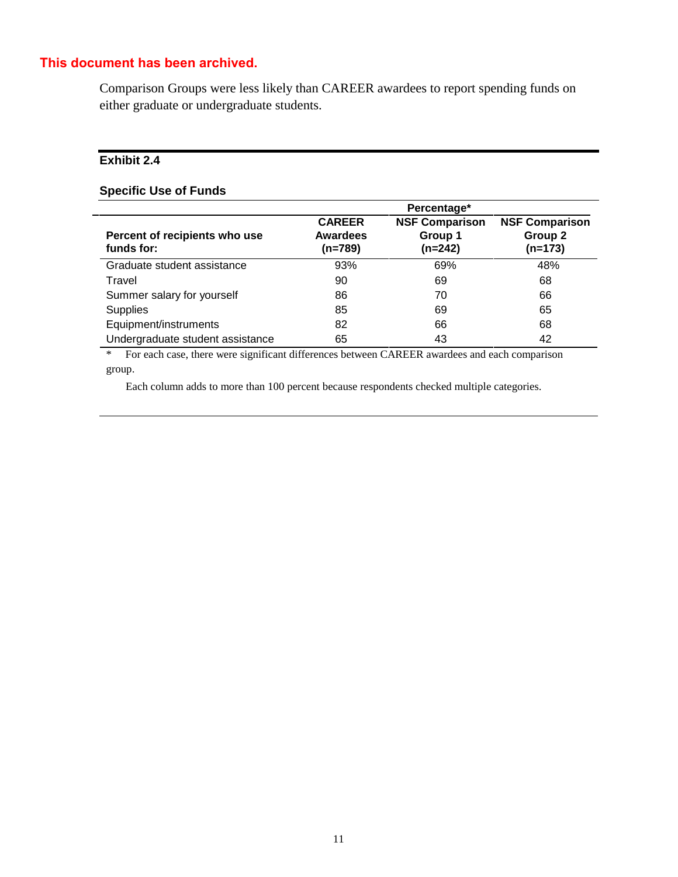**This document has been archived.**

Comparison Groups were less likely than CAREER awardees to report spending funds on either graduate or undergraduate students.

**Exhibit 2.4**

**Specific Use of Funds**

| | Percentage* | | |
|---|---|---|---|
| **Percent of recipients who use funds for:** | **CAREER Awardees (n=789)** | **NSF Comparison Group 1 (n=242)** | **NSF Comparison Group 2 (n=173)** |
| Graduate student assistance | 93% | 69% | 48% |
| Travel | 90 | 69 | 68 |
| Summer salary for yourself | 86 | 70 | 66 |
| Supplies | 85 | 69 | 65 |
| Equipment/instruments | 82 | 66 | 68 |
| Undergraduate student assistance | 65 | 43 | 42 |

\* For each case, there were significant differences between CAREER awardees and each comparison group.

Each column adds to more than 100 percent because respondents checked multiple categories.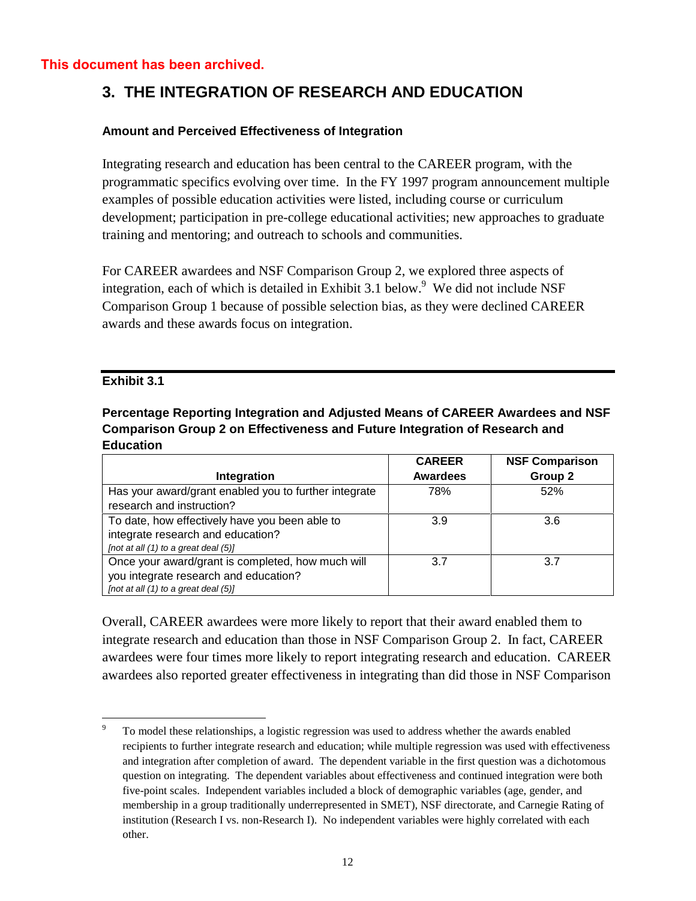This document has been archived.

# 3. THE INTEGRATION OF RESEARCH AND EDUCATION

### Amount and Perceived Effectiveness of Integration

Integrating research and education has been central to the CAREER program, with the programmatic specifics evolving over time. In the FY 1997 program announcement multiple examples of possible education activities were listed, including course or curriculum development; participation in pre-college educational activities; new approaches to graduate training and mentoring; and outreach to schools and communities.

For CAREER awardees and NSF Comparison Group 2, we explored three aspects of integration, each of which is detailed in Exhibit 3.1 below.[9] We did not include NSF Comparison Group 1 because of possible selection bias, as they were declined CAREER awards and these awards focus on integration.

**Exhibit 3.1**

**Percentage Reporting Integration and Adjusted Means of CAREER Awardees and NSF Comparison Group 2 on Effectiveness and Future Integration of Research and Education**

| Integration | CAREER Awardees | NSF Comparison Group 2 |
|---|---|---|
| Has your award/grant enabled you to further integrate research and instruction? | 78% | 52% |
| To date, how effectively have you been able to integrate research and education? *[not at all (1) to a great deal (5)]* | 3.9 | 3.6 |
| Once your award/grant is completed, how much will you integrate research and education? *[not at all (1) to a great deal (5)]* | 3.7 | 3.7 |

Overall, CAREER awardees were more likely to report that their award enabled them to integrate research and education than those in NSF Comparison Group 2. In fact, CAREER awardees were four times more likely to report integrating research and education. CAREER awardees also reported greater effectiveness in integrating than did those in NSF Comparison

---

[9] To model these relationships, a logistic regression was used to address whether the awards enabled recipients to further integrate research and education; while multiple regression was used with effectiveness and integration after completion of award. The dependent variable in the first question was a dichotomous question on integrating. The dependent variables about effectiveness and continued integration were both five-point scales. Independent variables included a block of demographic variables (age, gender, and membership in a group traditionally underrepresented in SMET), NSF directorate, and Carnegie Rating of institution (Research I vs. non-Research I). No independent variables were highly correlated with each other.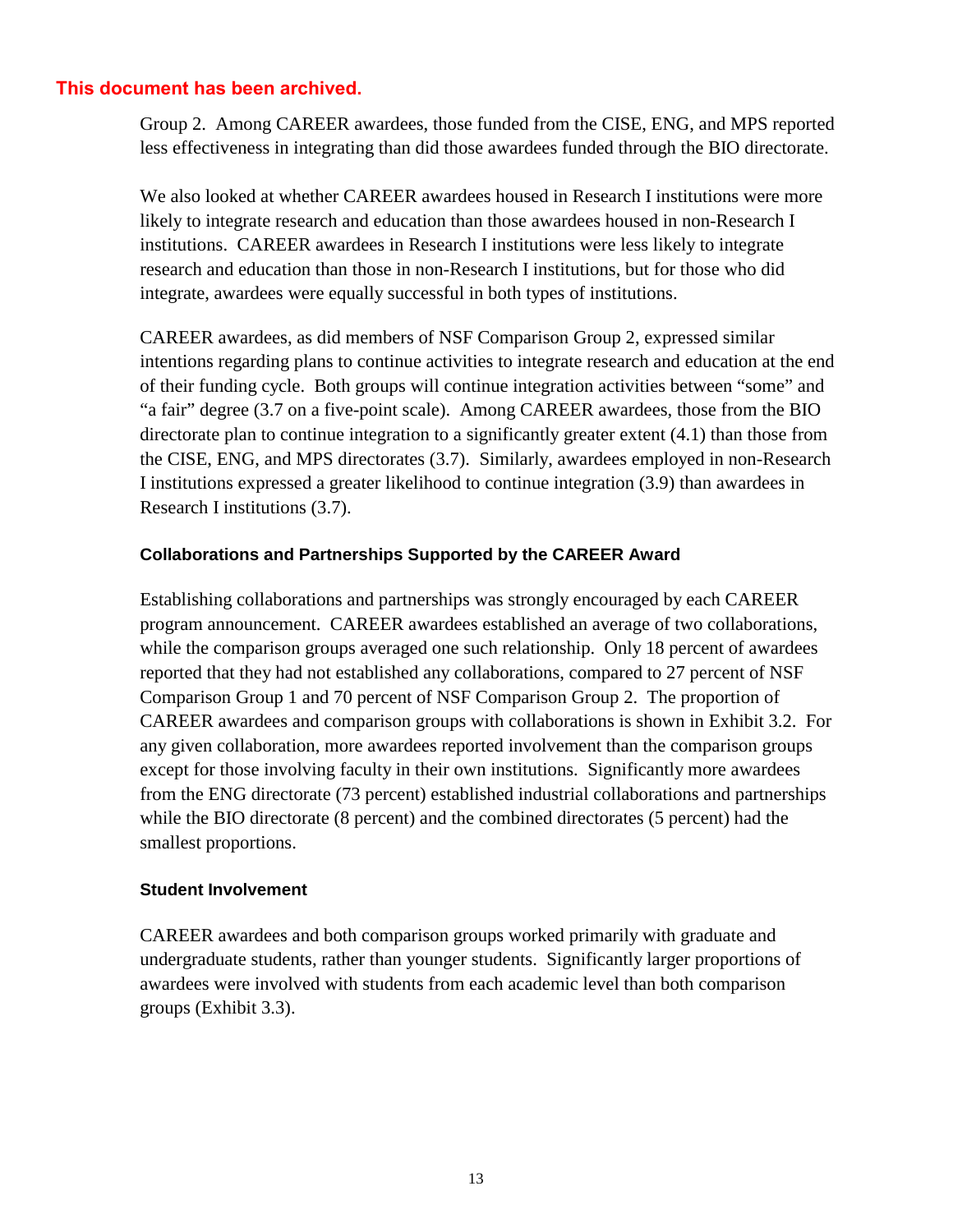**This document has been archived.**

Group 2. Among CAREER awardees, those funded from the CISE, ENG, and MPS reported less effectiveness in integrating than did those awardees funded through the BIO directorate.

We also looked at whether CAREER awardees housed in Research I institutions were more likely to integrate research and education than those awardees housed in non-Research I institutions. CAREER awardees in Research I institutions were less likely to integrate research and education than those in non-Research I institutions, but for those who did integrate, awardees were equally successful in both types of institutions.

CAREER awardees, as did members of NSF Comparison Group 2, expressed similar intentions regarding plans to continue activities to integrate research and education at the end of their funding cycle. Both groups will continue integration activities between "some" and "a fair" degree (3.7 on a five-point scale). Among CAREER awardees, those from the BIO directorate plan to continue integration to a significantly greater extent (4.1) than those from the CISE, ENG, and MPS directorates (3.7). Similarly, awardees employed in non-Research I institutions expressed a greater likelihood to continue integration (3.9) than awardees in Research I institutions (3.7).

### Collaborations and Partnerships Supported by the CAREER Award

Establishing collaborations and partnerships was strongly encouraged by each CAREER program announcement. CAREER awardees established an average of two collaborations, while the comparison groups averaged one such relationship. Only 18 percent of awardees reported that they had not established any collaborations, compared to 27 percent of NSF Comparison Group 1 and 70 percent of NSF Comparison Group 2. The proportion of CAREER awardees and comparison groups with collaborations is shown in Exhibit 3.2. For any given collaboration, more awardees reported involvement than the comparison groups except for those involving faculty in their own institutions. Significantly more awardees from the ENG directorate (73 percent) established industrial collaborations and partnerships while the BIO directorate (8 percent) and the combined directorates (5 percent) had the smallest proportions.

### Student Involvement

CAREER awardees and both comparison groups worked primarily with graduate and undergraduate students, rather than younger students. Significantly larger proportions of awardees were involved with students from each academic level than both comparison groups (Exhibit 3.3).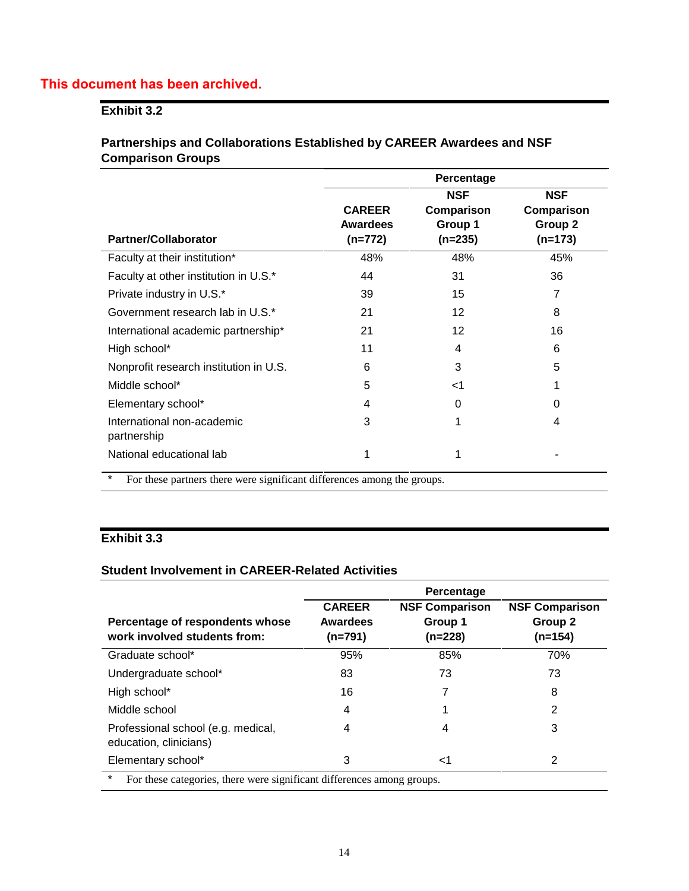This document has been archived.

**Exhibit 3.2**

**Partnerships and Collaborations Established by CAREER Awardees and NSF Comparison Groups**

| Partner/Collaborator | Percentage | | |
|---|---|---|---|
| | CAREER Awardees (n=772) | NSF Comparison Group 1 (n=235) | NSF Comparison Group 2 (n=173) |
| Faculty at their institution* | 48% | 48% | 45% |
| Faculty at other institution in U.S.* | 44 | 31 | 36 |
| Private industry in U.S.* | 39 | 15 | 7 |
| Government research lab in U.S.* | 21 | 12 | 8 |
| International academic partnership* | 21 | 12 | 16 |
| High school* | 11 | 4 | 6 |
| Nonprofit research institution in U.S. | 6 | 3 | 5 |
| Middle school* | 5 | <1 | 1 |
| Elementary school* | 4 | 0 | 0 |
| International non-academic partnership | 3 | 1 | 4 |
| National educational lab | 1 | 1 | - |

\* For these partners there were significant differences among the groups.

**Exhibit 3.3**

**Student Involvement in CAREER-Related Activities**

| Percentage of respondents whose work involved students from: | Percentage | | |
|---|---|---|---|
| | CAREER Awardees (n=791) | NSF Comparison Group 1 (n=228) | NSF Comparison Group 2 (n=154) |
| Graduate school* | 95% | 85% | 70% |
| Undergraduate school* | 83 | 73 | 73 |
| High school* | 16 | 7 | 8 |
| Middle school | 4 | 1 | 2 |
| Professional school (e.g. medical, education, clinicians) | 4 | 4 | 3 |
| Elementary school* | 3 | <1 | 2 |

\* For these categories, there were significant differences among groups.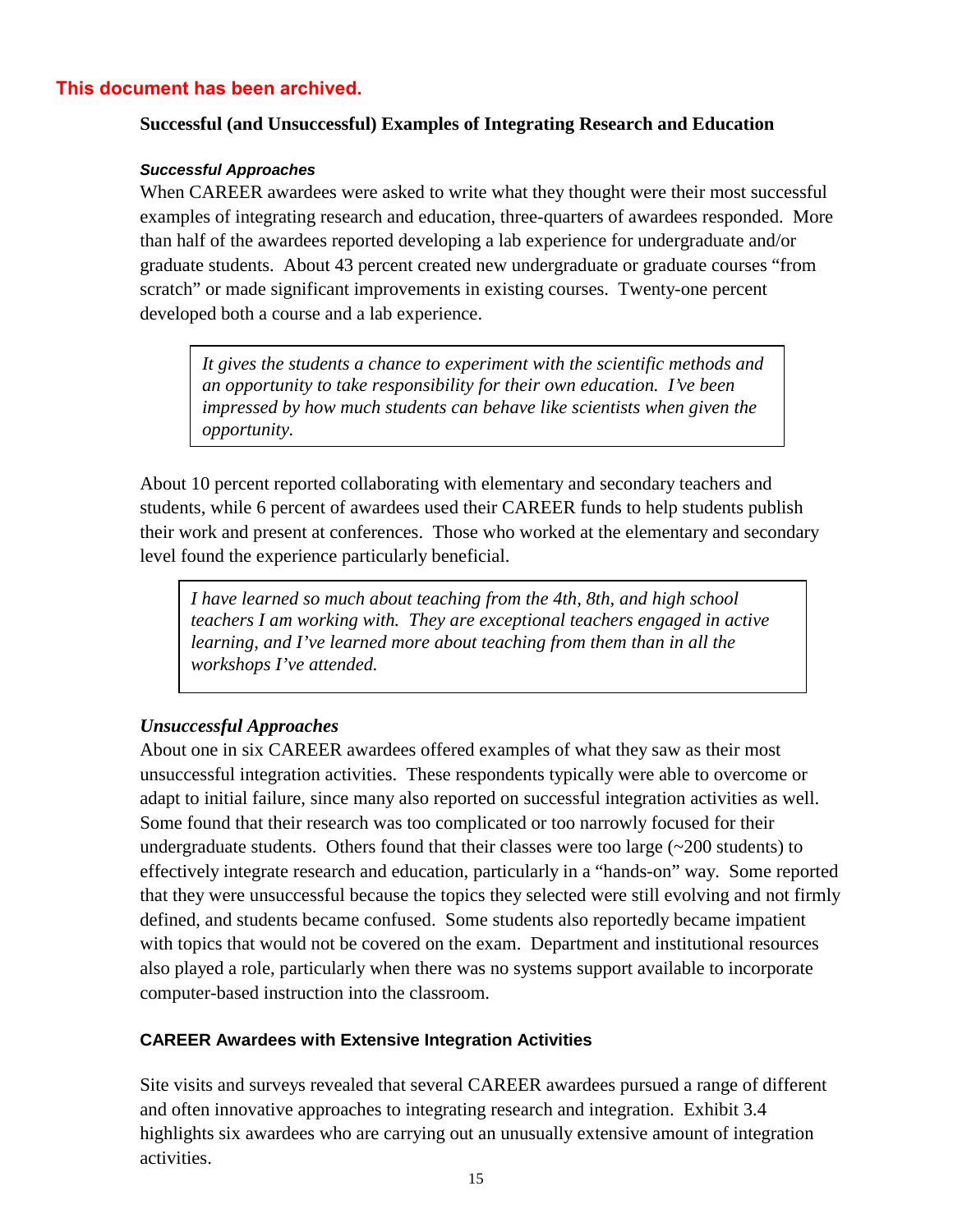**This document has been archived.**

## Successful (and Unsuccessful) Examples of Integrating Research and Education

### *Successful Approaches*

When CAREER awardees were asked to write what they thought were their most successful examples of integrating research and education, three-quarters of awardees responded. More than half of the awardees reported developing a lab experience for undergraduate and/or graduate students. About 43 percent created new undergraduate or graduate courses "from scratch" or made significant improvements in existing courses. Twenty-one percent developed both a course and a lab experience.

> *It gives the students a chance to experiment with the scientific methods and an opportunity to take responsibility for their own education. I've been impressed by how much students can behave like scientists when given the opportunity.*

About 10 percent reported collaborating with elementary and secondary teachers and students, while 6 percent of awardees used their CAREER funds to help students publish their work and present at conferences. Those who worked at the elementary and secondary level found the experience particularly beneficial.

> *I have learned so much about teaching from the 4th, 8th, and high school teachers I am working with. They are exceptional teachers engaged in active learning, and I've learned more about teaching from them than in all the workshops I've attended.*

### *Unsuccessful Approaches*

About one in six CAREER awardees offered examples of what they saw as their most unsuccessful integration activities. These respondents typically were able to overcome or adapt to initial failure, since many also reported on successful integration activities as well. Some found that their research was too complicated or too narrowly focused for their undergraduate students. Others found that their classes were too large (~200 students) to effectively integrate research and education, particularly in a "hands-on" way. Some reported that they were unsuccessful because the topics they selected were still evolving and not firmly defined, and students became confused. Some students also reportedly became impatient with topics that would not be covered on the exam. Department and institutional resources also played a role, particularly when there was no systems support available to incorporate computer-based instruction into the classroom.

### CAREER Awardees with Extensive Integration Activities

Site visits and surveys revealed that several CAREER awardees pursued a range of different and often innovative approaches to integrating research and integration. Exhibit 3.4 highlights six awardees who are carrying out an unusually extensive amount of integration activities.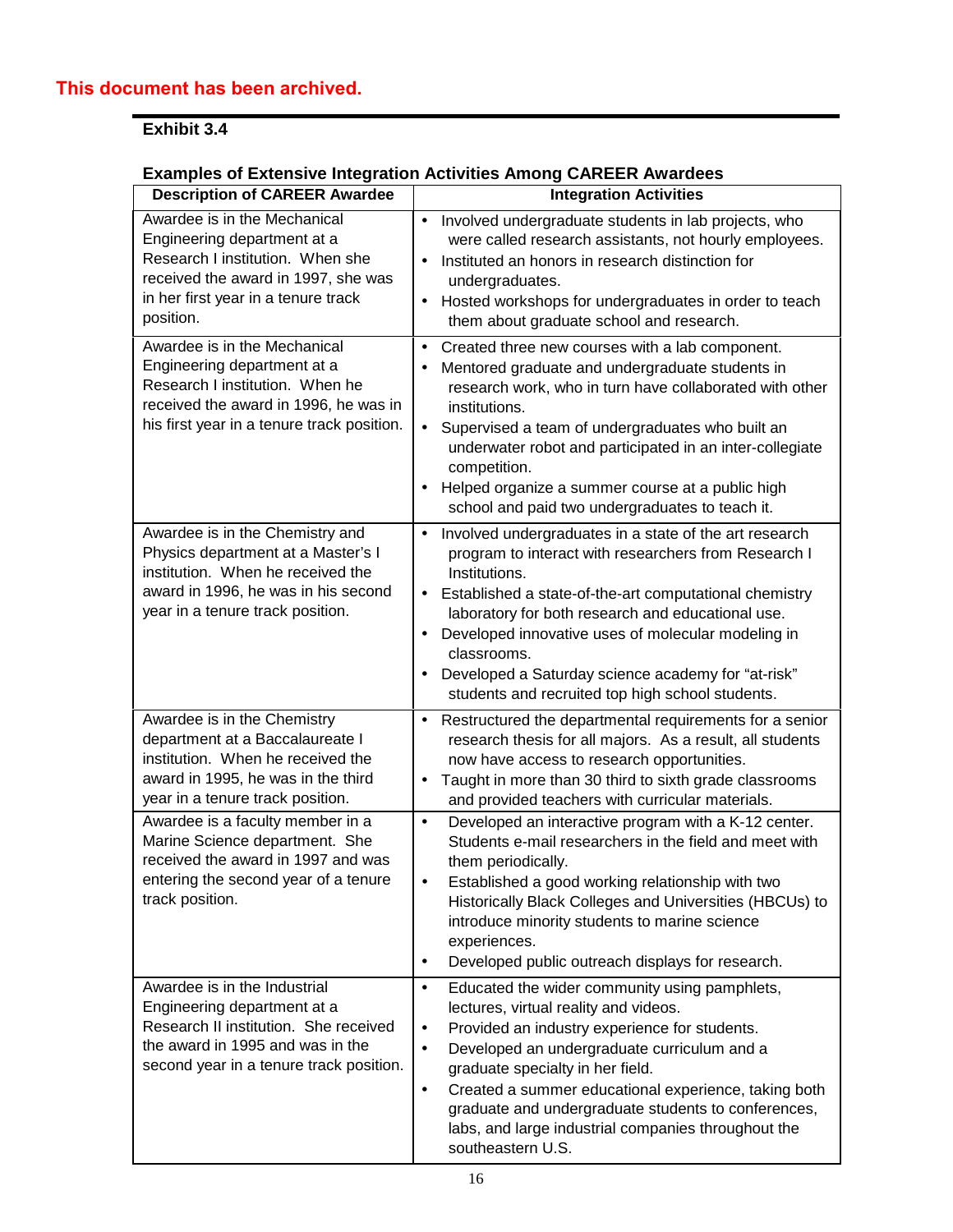This document has been archived.

**Exhibit 3.4**

**Examples of Extensive Integration Activities Among CAREER Awardees**

| Description of CAREER Awardee | Integration Activities |
|---|---|
| Awardee is in the Mechanical Engineering department at a Research I institution. When she received the award in 1997, she was in her first year in a tenure track position. | • Involved undergraduate students in lab projects, who were called research assistants, not hourly employees.<br>• Instituted an honors in research distinction for undergraduates.<br>• Hosted workshops for undergraduates in order to teach them about graduate school and research. |
| Awardee is in the Mechanical Engineering department at a Research I institution. When he received the award in 1996, he was in his first year in a tenure track position. | • Created three new courses with a lab component.<br>• Mentored graduate and undergraduate students in research work, who in turn have collaborated with other institutions.<br>• Supervised a team of undergraduates who built an underwater robot and participated in an inter-collegiate competition.<br>• Helped organize a summer course at a public high school and paid two undergraduates to teach it. |
| Awardee is in the Chemistry and Physics department at a Master's I institution. When he received the award in 1996, he was in his second year in a tenure track position. | • Involved undergraduates in a state of the art research program to interact with researchers from Research I Institutions.<br>• Established a state-of-the-art computational chemistry laboratory for both research and educational use.<br>• Developed innovative uses of molecular modeling in classrooms.<br>• Developed a Saturday science academy for "at-risk" students and recruited top high school students. |
| Awardee is in the Chemistry department at a Baccalaureate I institution. When he received the award in 1995, he was in the third year in a tenure track position. | • Restructured the departmental requirements for a senior research thesis for all majors. As a result, all students now have access to research opportunities.<br>• Taught in more than 30 third to sixth grade classrooms and provided teachers with curricular materials. |
| Awardee is a faculty member in a Marine Science department. She received the award in 1997 and was entering the second year of a tenure track position. | • Developed an interactive program with a K-12 center. Students e-mail researchers in the field and meet with them periodically.<br>• Established a good working relationship with two Historically Black Colleges and Universities (HBCUs) to introduce minority students to marine science experiences.<br>• Developed public outreach displays for research. |
| Awardee is in the Industrial Engineering department at a Research II institution. She received the award in 1995 and was in the second year in a tenure track position. | • Educated the wider community using pamphlets, lectures, virtual reality and videos.<br>• Provided an industry experience for students.<br>• Developed an undergraduate curriculum and a graduate specialty in her field.<br>• Created a summer educational experience, taking both graduate and undergraduate students to conferences, labs, and large industrial companies throughout the southeastern U.S. |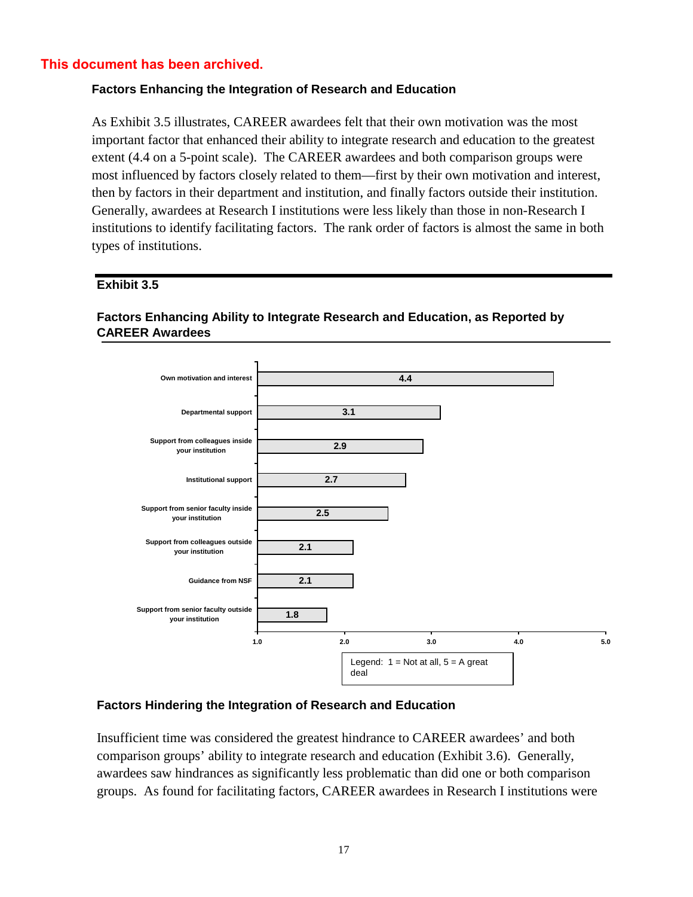This document has been archived.

### Factors Enhancing the Integration of Research and Education

As Exhibit 3.5 illustrates, CAREER awardees felt that their own motivation was the most important factor that enhanced their ability to integrate research and education to the greatest extent (4.4 on a 5-point scale). The CAREER awardees and both comparison groups were most influenced by factors closely related to them—first by their own motivation and interest, then by factors in their department and institution, and finally factors outside their institution. Generally, awardees at Research I institutions were less likely than those in non-Research I institutions to identify facilitating factors. The rank order of factors is almost the same in both types of institutions.

**Exhibit 3.5**

**Factors Enhancing Ability to Integrate Research and Education, as Reported by CAREER Awardees**

| Factor | Mean rating |
|---|---|
| Own motivation and interest | 4.4 |
| Departmental support | 3.1 |
| Support from colleagues inside your institution | 2.9 |
| Institutional support | 2.7 |
| Support from senior faculty inside your institution | 2.5 |
| Support from colleagues outside your institution | 2.1 |
| Guidance from NSF | 2.1 |
| Support from senior faculty outside your institution | 1.8 |

Legend: 1 = Not at all, 5 = A great deal

### Factors Hindering the Integration of Research and Education

Insufficient time was considered the greatest hindrance to CAREER awardees' and both comparison groups' ability to integrate research and education (Exhibit 3.6). Generally, awardees saw hindrances as significantly less problematic than did one or both comparison groups. As found for facilitating factors, CAREER awardees in Research I institutions were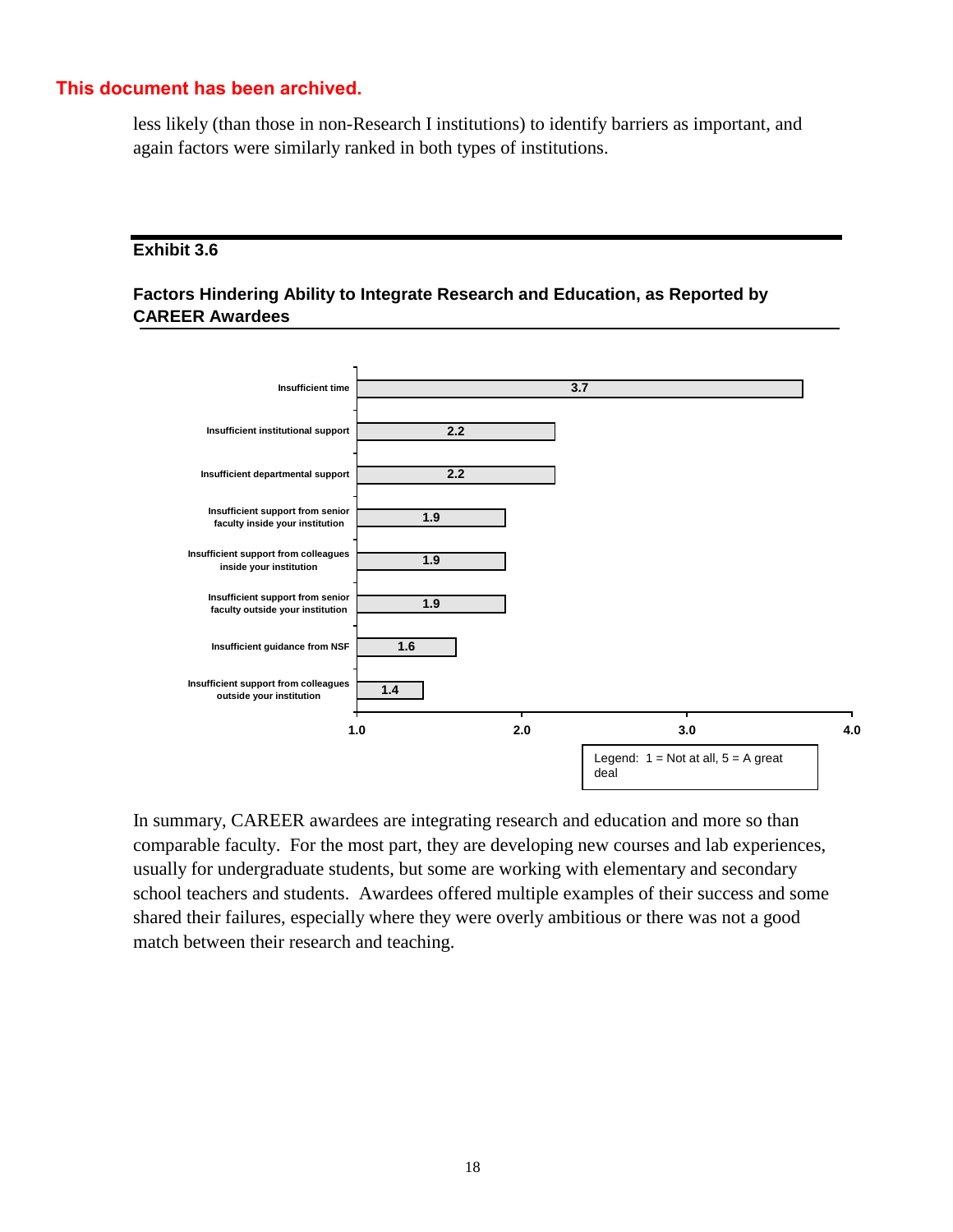This document has been archived.

less likely (than those in non-Research I institutions) to identify barriers as important, and again factors were similarly ranked in both types of institutions.

**Exhibit 3.6**

**Factors Hindering Ability to Integrate Research and Education, as Reported by CAREER Awardees**

| Factor | Mean rating |
|---|---|
| Insufficient time | 3.7 |
| Insufficient institutional support | 2.2 |
| Insufficient departmental support | 2.2 |
| Insufficient support from senior faculty inside your institution | 1.9 |
| Insufficient support from colleagues inside your institution | 1.9 |
| Insufficient support from senior faculty outside your institution | 1.9 |
| Insufficient guidance from NSF | 1.6 |
| Insufficient support from colleagues outside your institution | 1.4 |

Legend: 1 = Not at all, 5 = A great deal

In summary, CAREER awardees are integrating research and education and more so than comparable faculty. For the most part, they are developing new courses and lab experiences, usually for undergraduate students, but some are working with elementary and secondary school teachers and students. Awardees offered multiple examples of their success and some shared their failures, especially where they were overly ambitious or there was not a good match between their research and teaching.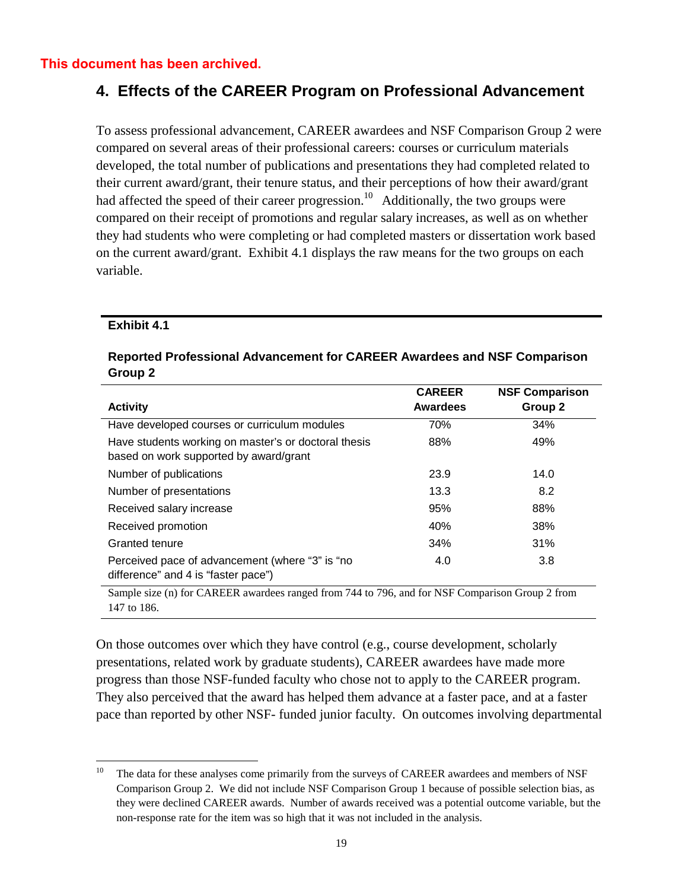This document has been archived.

## 4. Effects of the CAREER Program on Professional Advancement

To assess professional advancement, CAREER awardees and NSF Comparison Group 2 were compared on several areas of their professional careers: courses or curriculum materials developed, the total number of publications and presentations they had completed related to their current award/grant, their tenure status, and their perceptions of how their award/grant had affected the speed of their career progression.[10] Additionally, the two groups were compared on their receipt of promotions and regular salary increases, as well as on whether they had students who were completing or had completed masters or dissertation work based on the current award/grant. Exhibit 4.1 displays the raw means for the two groups on each variable.

**Exhibit 4.1**

**Reported Professional Advancement for CAREER Awardees and NSF Comparison Group 2**

| Activity | CAREER Awardees | NSF Comparison Group 2 |
|---|---|---|
| Have developed courses or curriculum modules | 70% | 34% |
| Have students working on master's or doctoral thesis based on work supported by award/grant | 88% | 49% |
| Number of publications | 23.9 | 14.0 |
| Number of presentations | 13.3 | 8.2 |
| Received salary increase | 95% | 88% |
| Received promotion | 40% | 38% |
| Granted tenure | 34% | 31% |
| Perceived pace of advancement (where "3" is "no difference" and 4 is "faster pace") | 4.0 | 3.8 |

Sample size (n) for CAREER awardees ranged from 744 to 796, and for NSF Comparison Group 2 from 147 to 186.

On those outcomes over which they have control (e.g., course development, scholarly presentations, related work by graduate students), CAREER awardees have made more progress than those NSF-funded faculty who chose not to apply to the CAREER program. They also perceived that the award has helped them advance at a faster pace, and at a faster pace than reported by other NSF- funded junior faculty. On outcomes involving departmental

[10] The data for these analyses come primarily from the surveys of CAREER awardees and members of NSF Comparison Group 2. We did not include NSF Comparison Group 1 because of possible selection bias, as they were declined CAREER awards. Number of awards received was a potential outcome variable, but the non-response rate for the item was so high that it was not included in the analysis.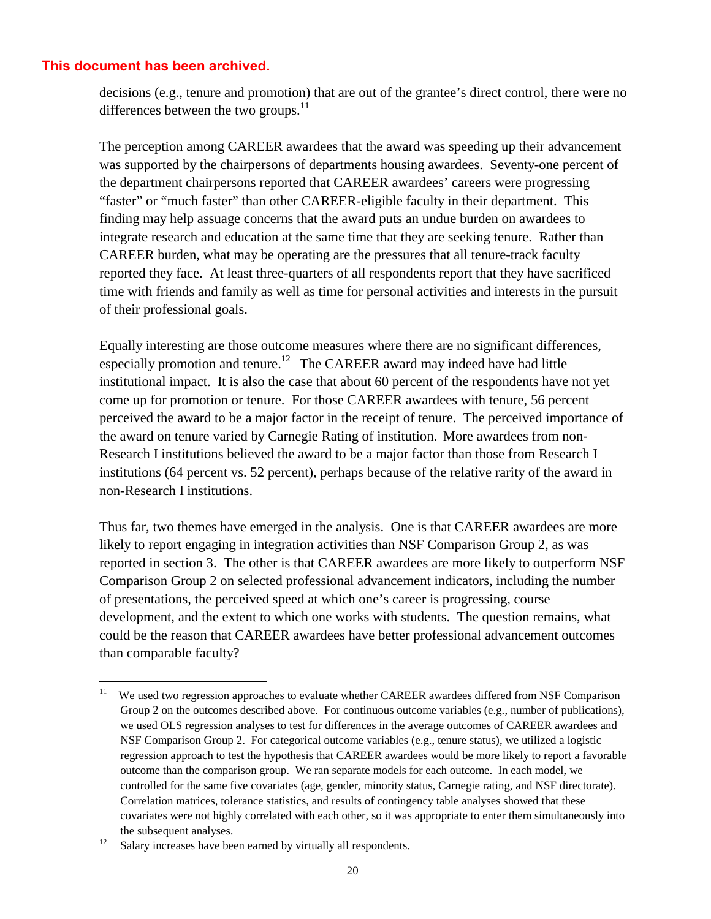**This document has been archived.**

decisions (e.g., tenure and promotion) that are out of the grantee's direct control, there were no differences between the two groups.[11]

The perception among CAREER awardees that the award was speeding up their advancement was supported by the chairpersons of departments housing awardees. Seventy-one percent of the department chairpersons reported that CAREER awardees' careers were progressing "faster" or "much faster" than other CAREER-eligible faculty in their department. This finding may help assuage concerns that the award puts an undue burden on awardees to integrate research and education at the same time that they are seeking tenure. Rather than CAREER burden, what may be operating are the pressures that all tenure-track faculty reported they face. At least three-quarters of all respondents report that they have sacrificed time with friends and family as well as time for personal activities and interests in the pursuit of their professional goals.

Equally interesting are those outcome measures where there are no significant differences, especially promotion and tenure.[12] The CAREER award may indeed have had little institutional impact. It is also the case that about 60 percent of the respondents have not yet come up for promotion or tenure. For those CAREER awardees with tenure, 56 percent perceived the award to be a major factor in the receipt of tenure. The perceived importance of the award on tenure varied by Carnegie Rating of institution. More awardees from non-Research I institutions believed the award to be a major factor than those from Research I institutions (64 percent vs. 52 percent), perhaps because of the relative rarity of the award in non-Research I institutions.

Thus far, two themes have emerged in the analysis. One is that CAREER awardees are more likely to report engaging in integration activities than NSF Comparison Group 2, as was reported in section 3. The other is that CAREER awardees are more likely to outperform NSF Comparison Group 2 on selected professional advancement indicators, including the number of presentations, the perceived speed at which one's career is progressing, course development, and the extent to which one works with students. The question remains, what could be the reason that CAREER awardees have better professional advancement outcomes than comparable faculty?

---

[11] We used two regression approaches to evaluate whether CAREER awardees differed from NSF Comparison Group 2 on the outcomes described above. For continuous outcome variables (e.g., number of publications), we used OLS regression analyses to test for differences in the average outcomes of CAREER awardees and NSF Comparison Group 2. For categorical outcome variables (e.g., tenure status), we utilized a logistic regression approach to test the hypothesis that CAREER awardees would be more likely to report a favorable outcome than the comparison group. We ran separate models for each outcome. In each model, we controlled for the same five covariates (age, gender, minority status, Carnegie rating, and NSF directorate). Correlation matrices, tolerance statistics, and results of contingency table analyses showed that these covariates were not highly correlated with each other, so it was appropriate to enter them simultaneously into the subsequent analyses.

[12] Salary increases have been earned by virtually all respondents.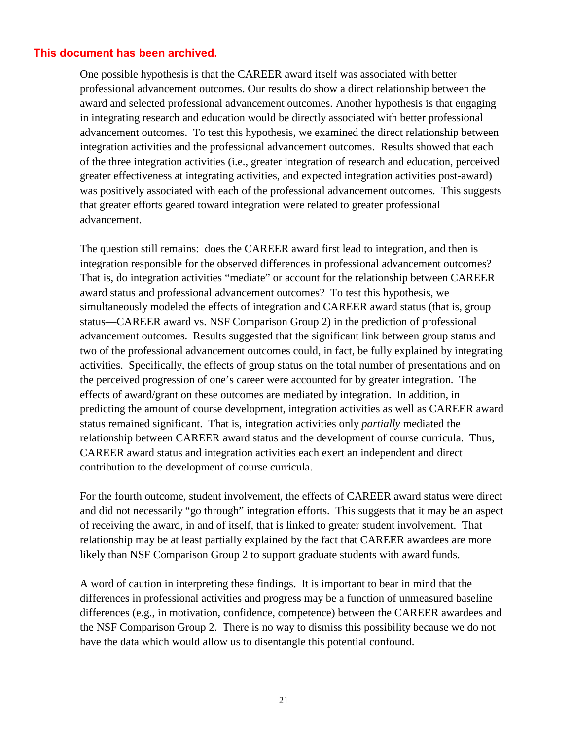**This document has been archived.**

One possible hypothesis is that the CAREER award itself was associated with better professional advancement outcomes. Our results do show a direct relationship between the award and selected professional advancement outcomes. Another hypothesis is that engaging in integrating research and education would be directly associated with better professional advancement outcomes. To test this hypothesis, we examined the direct relationship between integration activities and the professional advancement outcomes. Results showed that each of the three integration activities (i.e., greater integration of research and education, perceived greater effectiveness at integrating activities, and expected integration activities post-award) was positively associated with each of the professional advancement outcomes. This suggests that greater efforts geared toward integration were related to greater professional advancement.

The question still remains: does the CAREER award first lead to integration, and then is integration responsible for the observed differences in professional advancement outcomes? That is, do integration activities "mediate" or account for the relationship between CAREER award status and professional advancement outcomes? To test this hypothesis, we simultaneously modeled the effects of integration and CAREER award status (that is, group status—CAREER award vs. NSF Comparison Group 2) in the prediction of professional advancement outcomes. Results suggested that the significant link between group status and two of the professional advancement outcomes could, in fact, be fully explained by integrating activities. Specifically, the effects of group status on the total number of presentations and on the perceived progression of one's career were accounted for by greater integration. The effects of award/grant on these outcomes are mediated by integration. In addition, in predicting the amount of course development, integration activities as well as CAREER award status remained significant. That is, integration activities only *partially* mediated the relationship between CAREER award status and the development of course curricula. Thus, CAREER award status and integration activities each exert an independent and direct contribution to the development of course curricula.

For the fourth outcome, student involvement, the effects of CAREER award status were direct and did not necessarily "go through" integration efforts. This suggests that it may be an aspect of receiving the award, in and of itself, that is linked to greater student involvement. That relationship may be at least partially explained by the fact that CAREER awardees are more likely than NSF Comparison Group 2 to support graduate students with award funds.

A word of caution in interpreting these findings. It is important to bear in mind that the differences in professional activities and progress may be a function of unmeasured baseline differences (e.g., in motivation, confidence, competence) between the CAREER awardees and the NSF Comparison Group 2. There is no way to dismiss this possibility because we do not have the data which would allow us to disentangle this potential confound.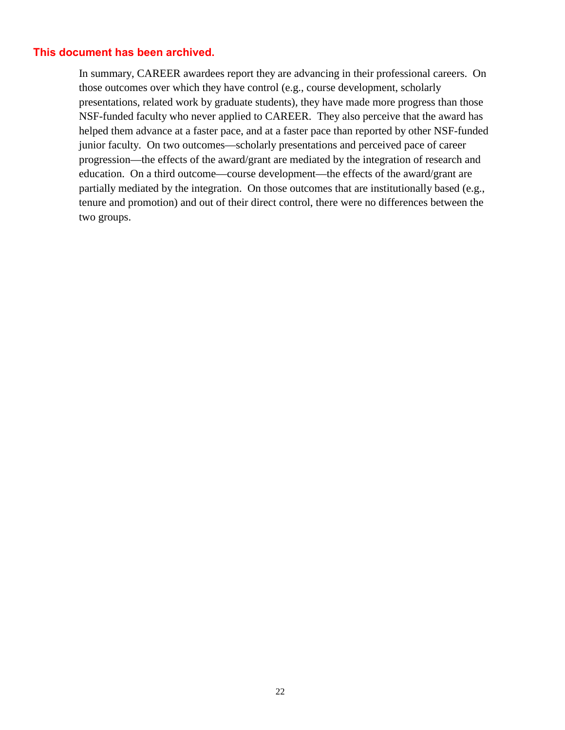**This document has been archived.**

In summary, CAREER awardees report they are advancing in their professional careers. On those outcomes over which they have control (e.g., course development, scholarly presentations, related work by graduate students), they have made more progress than those NSF-funded faculty who never applied to CAREER. They also perceive that the award has helped them advance at a faster pace, and at a faster pace than reported by other NSF-funded junior faculty. On two outcomes—scholarly presentations and perceived pace of career progression—the effects of the award/grant are mediated by the integration of research and education. On a third outcome—course development—the effects of the award/grant are partially mediated by the integration. On those outcomes that are institutionally based (e.g., tenure and promotion) and out of their direct control, there were no differences between the two groups.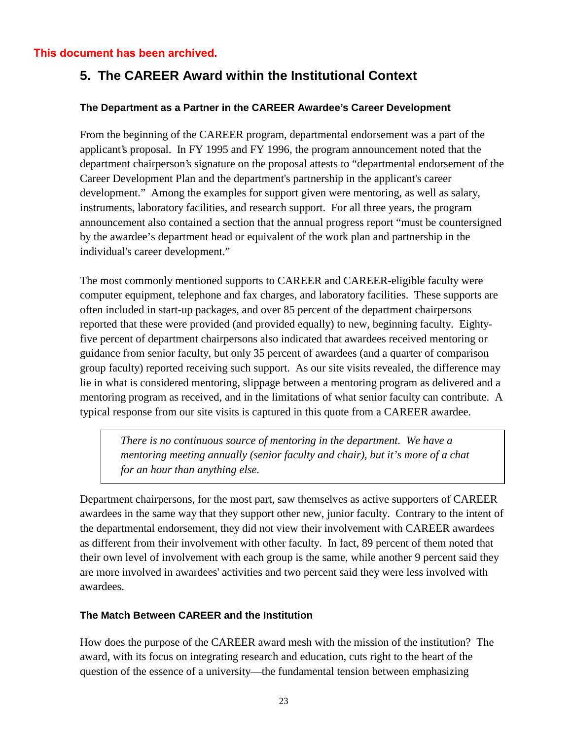This document has been archived.

## 5. The CAREER Award within the Institutional Context

### The Department as a Partner in the CAREER Awardee's Career Development

From the beginning of the CAREER program, departmental endorsement was a part of the applicant's proposal. In FY 1995 and FY 1996, the program announcement noted that the department chairperson's signature on the proposal attests to "departmental endorsement of the Career Development Plan and the department's partnership in the applicant's career development." Among the examples for support given were mentoring, as well as salary, instruments, laboratory facilities, and research support. For all three years, the program announcement also contained a section that the annual progress report "must be countersigned by the awardee's department head or equivalent of the work plan and partnership in the individual's career development."

The most commonly mentioned supports to CAREER and CAREER-eligible faculty were computer equipment, telephone and fax charges, and laboratory facilities. These supports are often included in start-up packages, and over 85 percent of the department chairpersons reported that these were provided (and provided equally) to new, beginning faculty. Eighty-five percent of department chairpersons also indicated that awardees received mentoring or guidance from senior faculty, but only 35 percent of awardees (and a quarter of comparison group faculty) reported receiving such support. As our site visits revealed, the difference may lie in what is considered mentoring, slippage between a mentoring program as delivered and a mentoring program as received, and in the limitations of what senior faculty can contribute. A typical response from our site visits is captured in this quote from a CAREER awardee.

> *There is no continuous source of mentoring in the department. We have a mentoring meeting annually (senior faculty and chair), but it's more of a chat for an hour than anything else.*

Department chairpersons, for the most part, saw themselves as active supporters of CAREER awardees in the same way that they support other new, junior faculty. Contrary to the intent of the departmental endorsement, they did not view their involvement with CAREER awardees as different from their involvement with other faculty. In fact, 89 percent of them noted that their own level of involvement with each group is the same, while another 9 percent said they are more involved in awardees' activities and two percent said they were less involved with awardees.

### The Match Between CAREER and the Institution

How does the purpose of the CAREER award mesh with the mission of the institution? The award, with its focus on integrating research and education, cuts right to the heart of the question of the essence of a university—the fundamental tension between emphasizing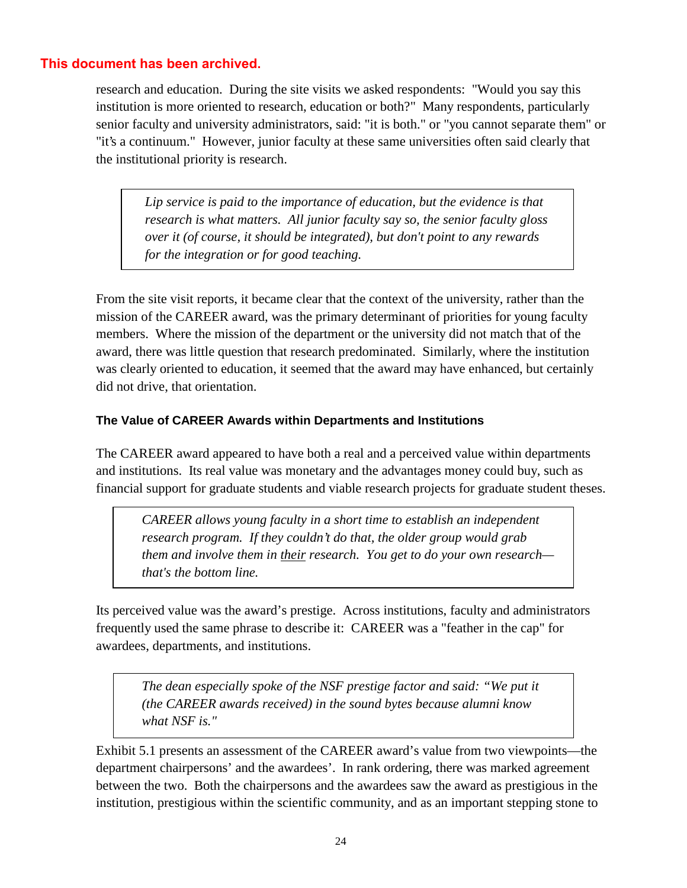**This document has been archived.**

research and education. During the site visits we asked respondents: "Would you say this institution is more oriented to research, education or both?" Many respondents, particularly senior faculty and university administrators, said: "it is both." or "you cannot separate them" or "it's a continuum." However, junior faculty at these same universities often said clearly that the institutional priority is research.

> *Lip service is paid to the importance of education, but the evidence is that research is what matters. All junior faculty say so, the senior faculty gloss over it (of course, it should be integrated), but don't point to any rewards for the integration or for good teaching.*

From the site visit reports, it became clear that the context of the university, rather than the mission of the CAREER award, was the primary determinant of priorities for young faculty members. Where the mission of the department or the university did not match that of the award, there was little question that research predominated. Similarly, where the institution was clearly oriented to education, it seemed that the award may have enhanced, but certainly did not drive, that orientation.

### The Value of CAREER Awards within Departments and Institutions

The CAREER award appeared to have both a real and a perceived value within departments and institutions. Its real value was monetary and the advantages money could buy, such as financial support for graduate students and viable research projects for graduate student theses.

> *CAREER allows young faculty in a short time to establish an independent research program. If they couldn't do that, the older group would grab them and involve them in their research. You get to do your own research—that's the bottom line.*

Its perceived value was the award's prestige. Across institutions, faculty and administrators frequently used the same phrase to describe it: CAREER was a "feather in the cap" for awardees, departments, and institutions.

> *The dean especially spoke of the NSF prestige factor and said: "We put it (the CAREER awards received) in the sound bytes because alumni know what NSF is."*

Exhibit 5.1 presents an assessment of the CAREER award's value from two viewpoints—the department chairpersons' and the awardees'. In rank ordering, there was marked agreement between the two. Both the chairpersons and the awardees saw the award as prestigious in the institution, prestigious within the scientific community, and as an important stepping stone to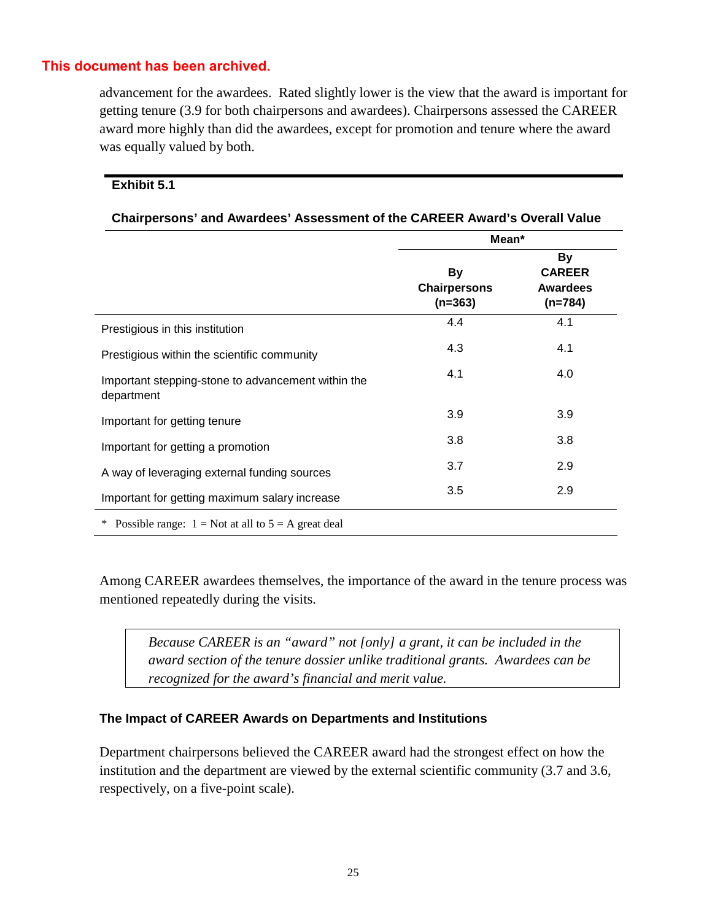This document has been archived.

advancement for the awardees. Rated slightly lower is the view that the award is important for getting tenure (3.9 for both chairpersons and awardees). Chairpersons assessed the CAREER award more highly than did the awardees, except for promotion and tenure where the award was equally valued by both.

**Exhibit 5.1**

**Chairpersons' and Awardees' Assessment of the CAREER Award's Overall Value**

| | Mean* | |
|---|---|---|
| | **By Chairpersons (n=363)** | **By CAREER Awardees (n=784)** |
| Prestigious in this institution | 4.4 | 4.1 |
| Prestigious within the scientific community | 4.3 | 4.1 |
| Important stepping-stone to advancement within the department | 4.1 | 4.0 |
| Important for getting tenure | 3.9 | 3.9 |
| Important for getting a promotion | 3.8 | 3.8 |
| A way of leveraging external funding sources | 3.7 | 2.9 |
| Important for getting maximum salary increase | 3.5 | 2.9 |

\* Possible range: 1 = Not at all to 5 = A great deal

Among CAREER awardees themselves, the importance of the award in the tenure process was mentioned repeatedly during the visits.

> *Because CAREER is an "award" not [only] a grant, it can be included in the award section of the tenure dossier unlike traditional grants. Awardees can be recognized for the award's financial and merit value.*

### The Impact of CAREER Awards on Departments and Institutions

Department chairpersons believed the CAREER award had the strongest effect on how the institution and the department are viewed by the external scientific community (3.7 and 3.6, respectively, on a five-point scale).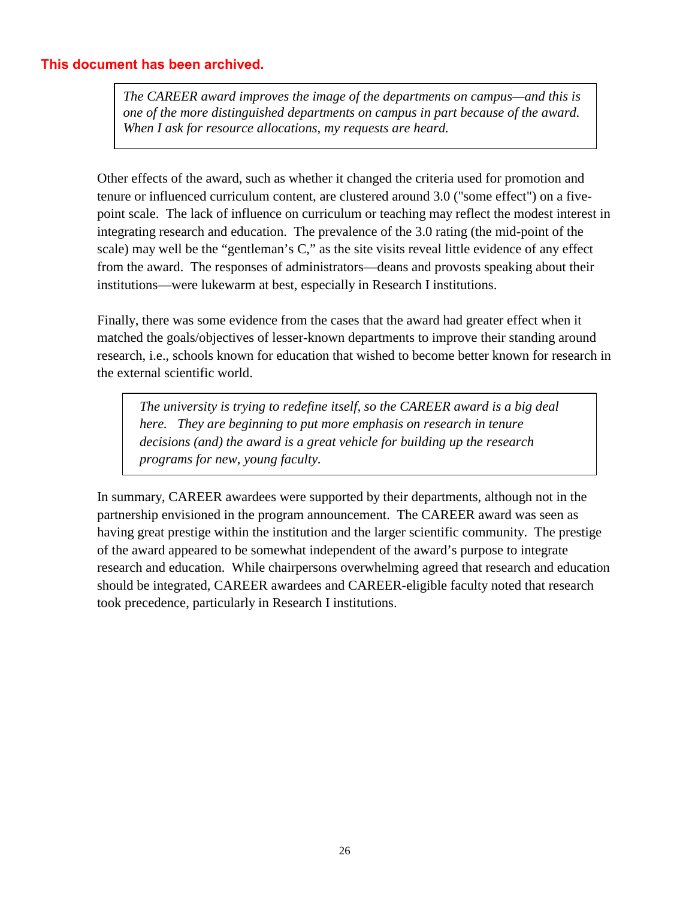**This document has been archived.**

> *The CAREER award improves the image of the departments on campus—and this is one of the more distinguished departments on campus in part because of the award. When I ask for resource allocations, my requests are heard.*

Other effects of the award, such as whether it changed the criteria used for promotion and tenure or influenced curriculum content, are clustered around 3.0 ("some effect") on a five-point scale. The lack of influence on curriculum or teaching may reflect the modest interest in integrating research and education. The prevalence of the 3.0 rating (the mid-point of the scale) may well be the "gentleman's C," as the site visits reveal little evidence of any effect from the award. The responses of administrators—deans and provosts speaking about their institutions—were lukewarm at best, especially in Research I institutions.

Finally, there was some evidence from the cases that the award had greater effect when it matched the goals/objectives of lesser-known departments to improve their standing around research, i.e., schools known for education that wished to become better known for research in the external scientific world.

> *The university is trying to redefine itself, so the CAREER award is a big deal here. They are beginning to put more emphasis on research in tenure decisions (and) the award is a great vehicle for building up the research programs for new, young faculty.*

In summary, CAREER awardees were supported by their departments, although not in the partnership envisioned in the program announcement. The CAREER award was seen as having great prestige within the institution and the larger scientific community. The prestige of the award appeared to be somewhat independent of the award's purpose to integrate research and education. While chairpersons overwhelming agreed that research and education should be integrated, CAREER awardees and CAREER-eligible faculty noted that research took precedence, particularly in Research I institutions.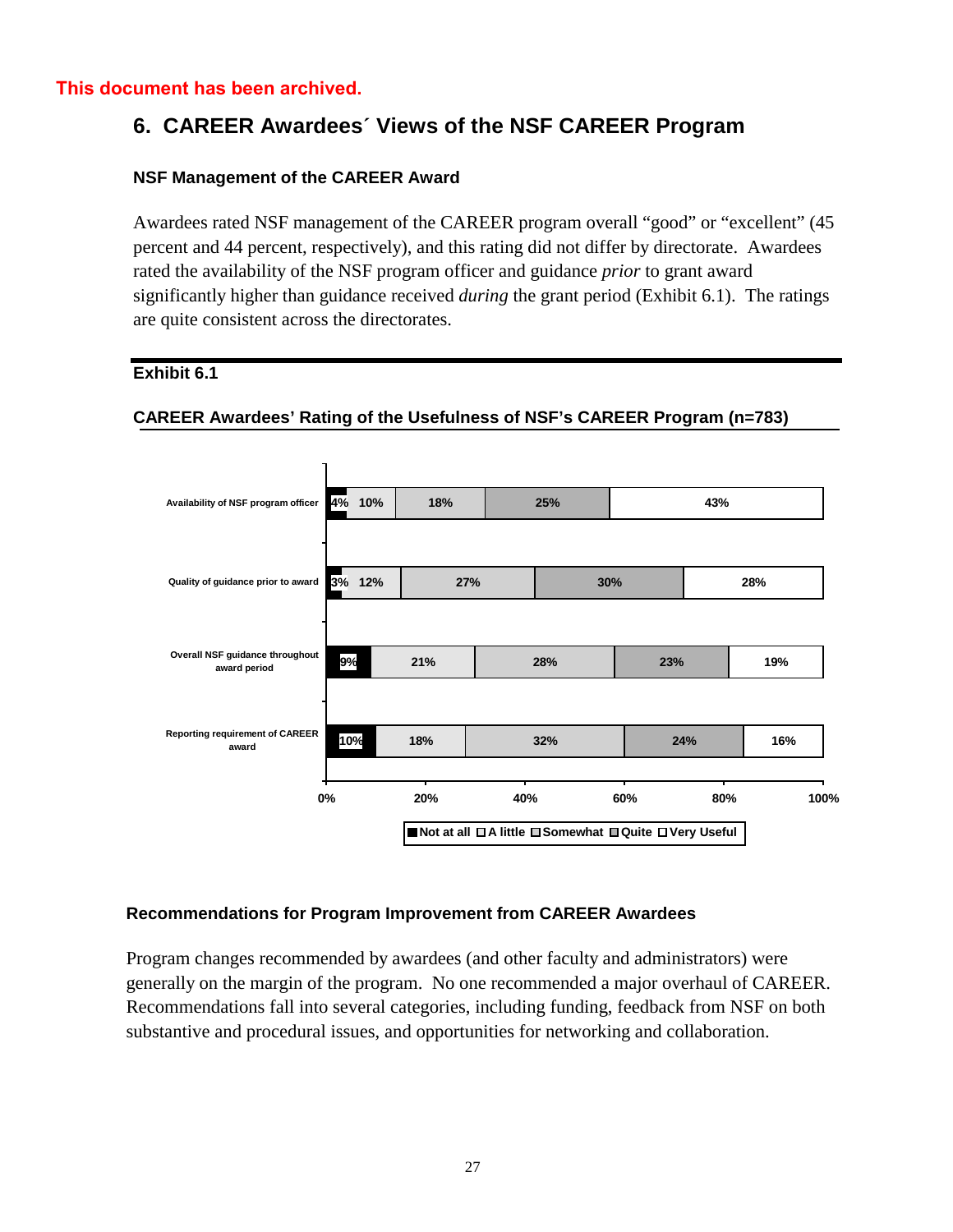This document has been archived.

# 6. CAREER Awardees´ Views of the NSF CAREER Program

### NSF Management of the CAREER Award

Awardees rated NSF management of the CAREER program overall "good" or "excellent" (45 percent and 44 percent, respectively), and this rating did not differ by directorate. Awardees rated the availability of the NSF program officer and guidance *prior* to grant award significantly higher than guidance received *during* the grant period (Exhibit 6.1). The ratings are quite consistent across the directorates.

**Exhibit 6.1**

**CAREER Awardees' Rating of the Usefulness of NSF's CAREER Program (n=783)**

| | Not at all | A little | Somewhat | Quite | Very Useful |
|---|---|---|---|---|---|
| Availability of NSF program officer | 4% | 10% | 18% | 25% | 43% |
| Quality of guidance prior to award | 3% | 12% | 27% | 30% | 28% |
| Overall NSF guidance throughout award period | 9% | 21% | 28% | 23% | 19% |
| Reporting requirement of CAREER award | 10% | 18% | 32% | 24% | 16% |

### Recommendations for Program Improvement from CAREER Awardees

Program changes recommended by awardees (and other faculty and administrators) were generally on the margin of the program. No one recommended a major overhaul of CAREER. Recommendations fall into several categories, including funding, feedback from NSF on both substantive and procedural issues, and opportunities for networking and collaboration.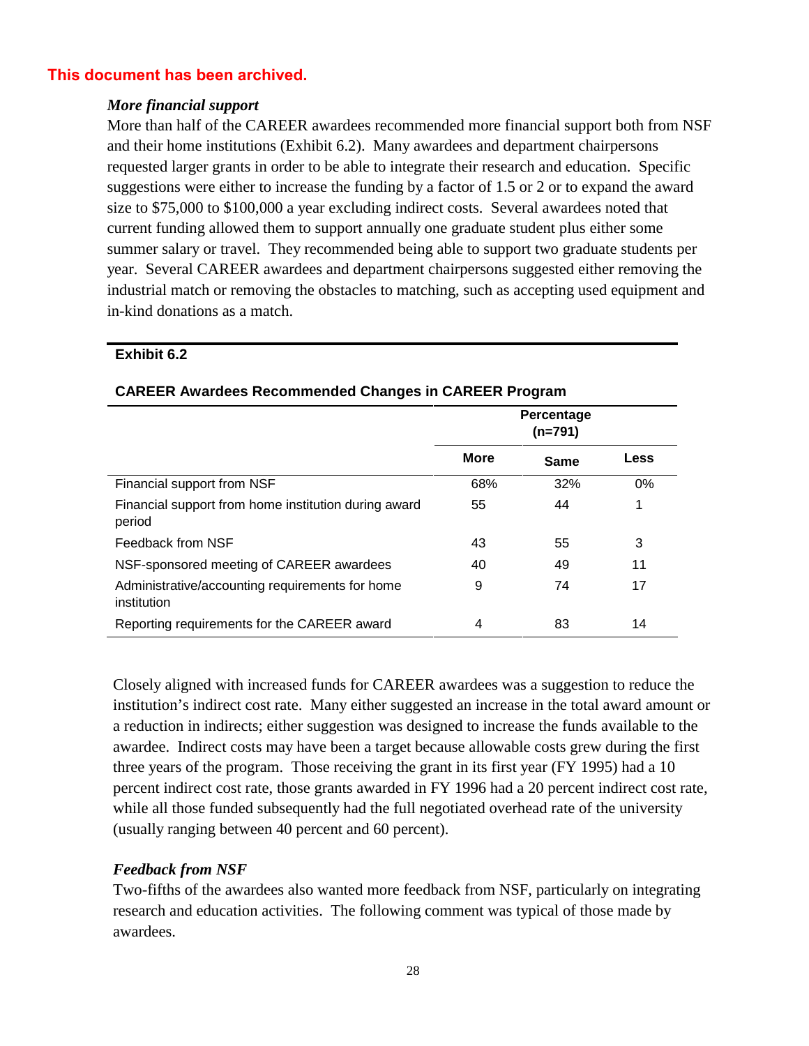**This document has been archived.**

***More financial support***

More than half of the CAREER awardees recommended more financial support both from NSF and their home institutions (Exhibit 6.2). Many awardees and department chairpersons requested larger grants in order to be able to integrate their research and education. Specific suggestions were either to increase the funding by a factor of 1.5 or 2 or to expand the award size to $75,000 to $100,000 a year excluding indirect costs. Several awardees noted that current funding allowed them to support annually one graduate student plus either some summer salary or travel. They recommended being able to support two graduate students per year. Several CAREER awardees and department chairpersons suggested either removing the industrial match or removing the obstacles to matching, such as accepting used equipment and in-kind donations as a match.

**Exhibit 6.2**

**CAREER Awardees Recommended Changes in CAREER Program**

| | Percentage (n=791) | | |
|---|---|---|---|
| | **More** | **Same** | **Less** |
| Financial support from NSF | 68% | 32% | 0% |
| Financial support from home institution during award period | 55 | 44 | 1 |
| Feedback from NSF | 43 | 55 | 3 |
| NSF-sponsored meeting of CAREER awardees | 40 | 49 | 11 |
| Administrative/accounting requirements for home institution | 9 | 74 | 17 |
| Reporting requirements for the CAREER award | 4 | 83 | 14 |

Closely aligned with increased funds for CAREER awardees was a suggestion to reduce the institution's indirect cost rate. Many either suggested an increase in the total award amount or a reduction in indirects; either suggestion was designed to increase the funds available to the awardee. Indirect costs may have been a target because allowable costs grew during the first three years of the program. Those receiving the grant in its first year (FY 1995) had a 10 percent indirect cost rate, those grants awarded in FY 1996 had a 20 percent indirect cost rate, while all those funded subsequently had the full negotiated overhead rate of the university (usually ranging between 40 percent and 60 percent).

***Feedback from NSF***

Two-fifths of the awardees also wanted more feedback from NSF, particularly on integrating research and education activities. The following comment was typical of those made by awardees.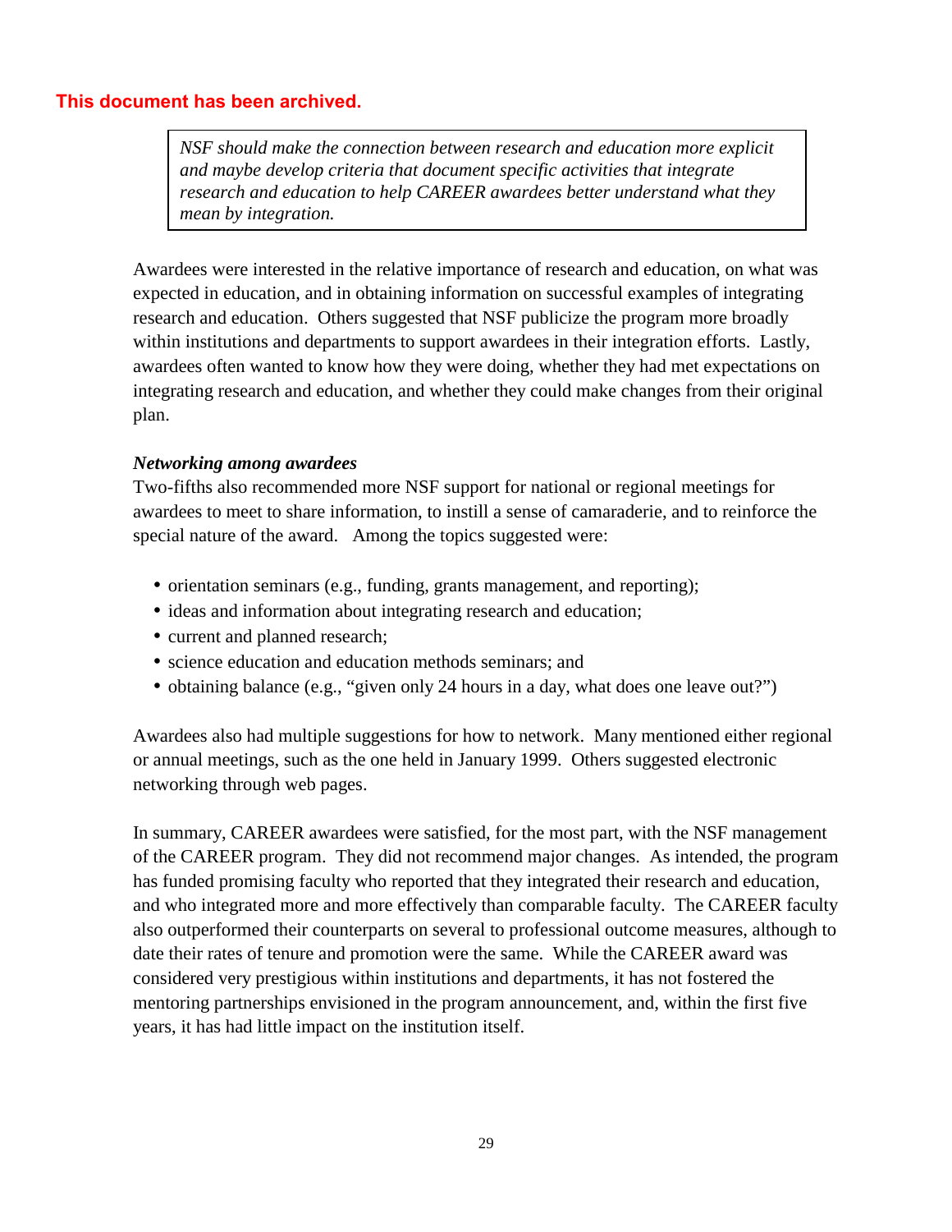**This document has been archived.**

> *NSF should make the connection between research and education more explicit and maybe develop criteria that document specific activities that integrate research and education to help CAREER awardees better understand what they mean by integration.*

Awardees were interested in the relative importance of research and education, on what was expected in education, and in obtaining information on successful examples of integrating research and education. Others suggested that NSF publicize the program more broadly within institutions and departments to support awardees in their integration efforts. Lastly, awardees often wanted to know how they were doing, whether they had met expectations on integrating research and education, and whether they could make changes from their original plan.

***Networking among awardees***

Two-fifths also recommended more NSF support for national or regional meetings for awardees to meet to share information, to instill a sense of camaraderie, and to reinforce the special nature of the award. Among the topics suggested were:

- orientation seminars (e.g., funding, grants management, and reporting);
- ideas and information about integrating research and education;
- current and planned research;
- science education and education methods seminars; and
- obtaining balance (e.g., "given only 24 hours in a day, what does one leave out?")

Awardees also had multiple suggestions for how to network. Many mentioned either regional or annual meetings, such as the one held in January 1999. Others suggested electronic networking through web pages.

In summary, CAREER awardees were satisfied, for the most part, with the NSF management of the CAREER program. They did not recommend major changes. As intended, the program has funded promising faculty who reported that they integrated their research and education, and who integrated more and more effectively than comparable faculty. The CAREER faculty also outperformed their counterparts on several to professional outcome measures, although to date their rates of tenure and promotion were the same. While the CAREER award was considered very prestigious within institutions and departments, it has not fostered the mentoring partnerships envisioned in the program announcement, and, within the first five years, it has had little impact on the institution itself.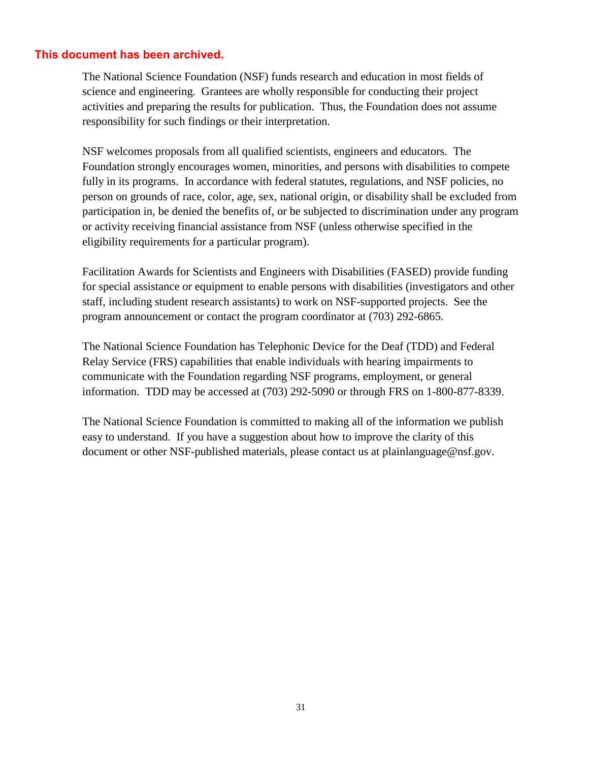**This document has been archived.**

The National Science Foundation (NSF) funds research and education in most fields of science and engineering. Grantees are wholly responsible for conducting their project activities and preparing the results for publication. Thus, the Foundation does not assume responsibility for such findings or their interpretation.

NSF welcomes proposals from all qualified scientists, engineers and educators. The Foundation strongly encourages women, minorities, and persons with disabilities to compete fully in its programs. In accordance with federal statutes, regulations, and NSF policies, no person on grounds of race, color, age, sex, national origin, or disability shall be excluded from participation in, be denied the benefits of, or be subjected to discrimination under any program or activity receiving financial assistance from NSF (unless otherwise specified in the eligibility requirements for a particular program).

Facilitation Awards for Scientists and Engineers with Disabilities (FASED) provide funding for special assistance or equipment to enable persons with disabilities (investigators and other staff, including student research assistants) to work on NSF-supported projects. See the program announcement or contact the program coordinator at (703) 292-6865.

The National Science Foundation has Telephonic Device for the Deaf (TDD) and Federal Relay Service (FRS) capabilities that enable individuals with hearing impairments to communicate with the Foundation regarding NSF programs, employment, or general information. TDD may be accessed at (703) 292-5090 or through FRS on 1-800-877-8339.

The National Science Foundation is committed to making all of the information we publish easy to understand. If you have a suggestion about how to improve the clarity of this document or other NSF-published materials, please contact us at plainlanguage@nsf.gov.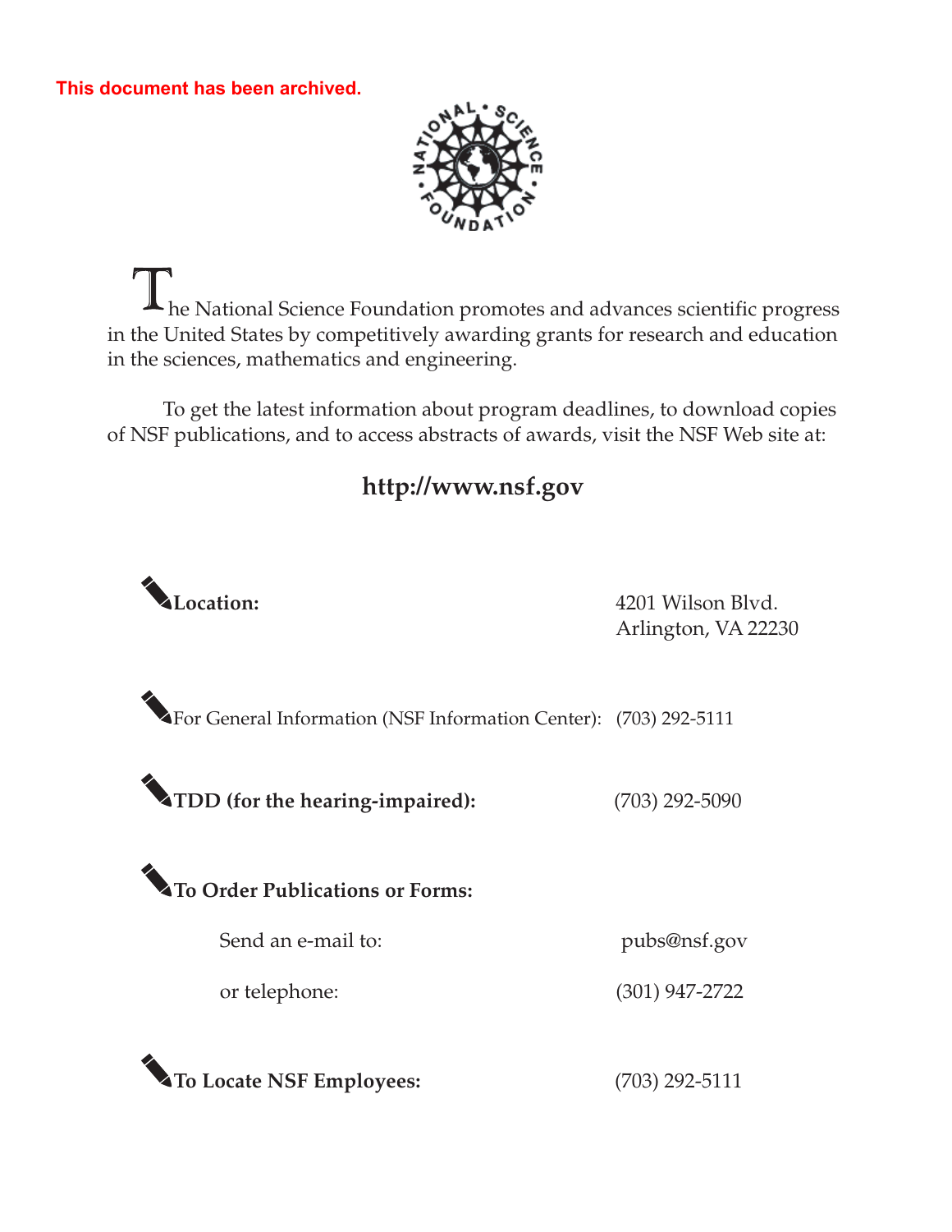This document has been archived.

The National Science Foundation promotes and advances scientific progress in the United States by competitively awarding grants for research and education in the sciences, mathematics and engineering.

To get the latest information about program deadlines, to download copies of NSF publications, and to access abstracts of awards, visit the NSF Web site at:

**http://www.nsf.gov**

**Location:** 4201 Wilson Blvd.
Arlington, VA 22230

For General Information (NSF Information Center): (703) 292-5111

**TDD (for the hearing-impaired):** (703) 292-5090

**To Order Publications or Forms:**

Send an e-mail to: pubs@nsf.gov

or telephone: (301) 947-2722

**To Locate NSF Employees:** (703) 292-5111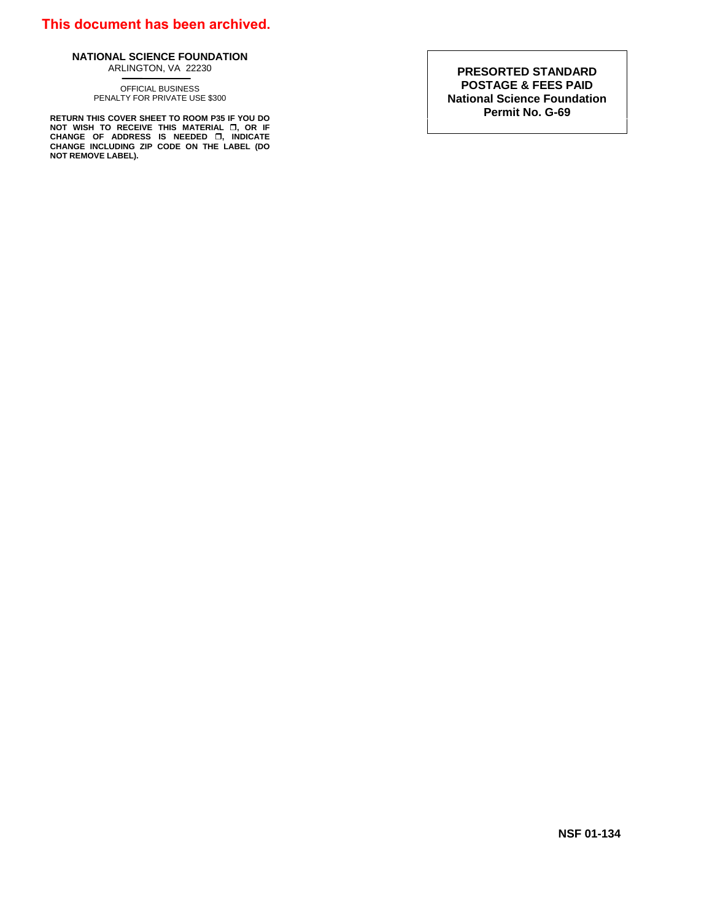**This document has been archived.**

**NATIONAL SCIENCE FOUNDATION**
ARLINGTON, VA 22230

OFFICIAL BUSINESS
PENALTY FOR PRIVATE USE $300

**RETURN THIS COVER SHEET TO ROOM P35 IF YOU DO NOT WISH TO RECEIVE THIS MATERIAL ❒, OR IF CHANGE OF ADDRESS IS NEEDED ❒, INDICATE CHANGE INCLUDING ZIP CODE ON THE LABEL (DO NOT REMOVE LABEL).**

**PRESORTED STANDARD**
**POSTAGE & FEES PAID**
**National Science Foundation**
**Permit No. G-69**

**NSF 01-134**